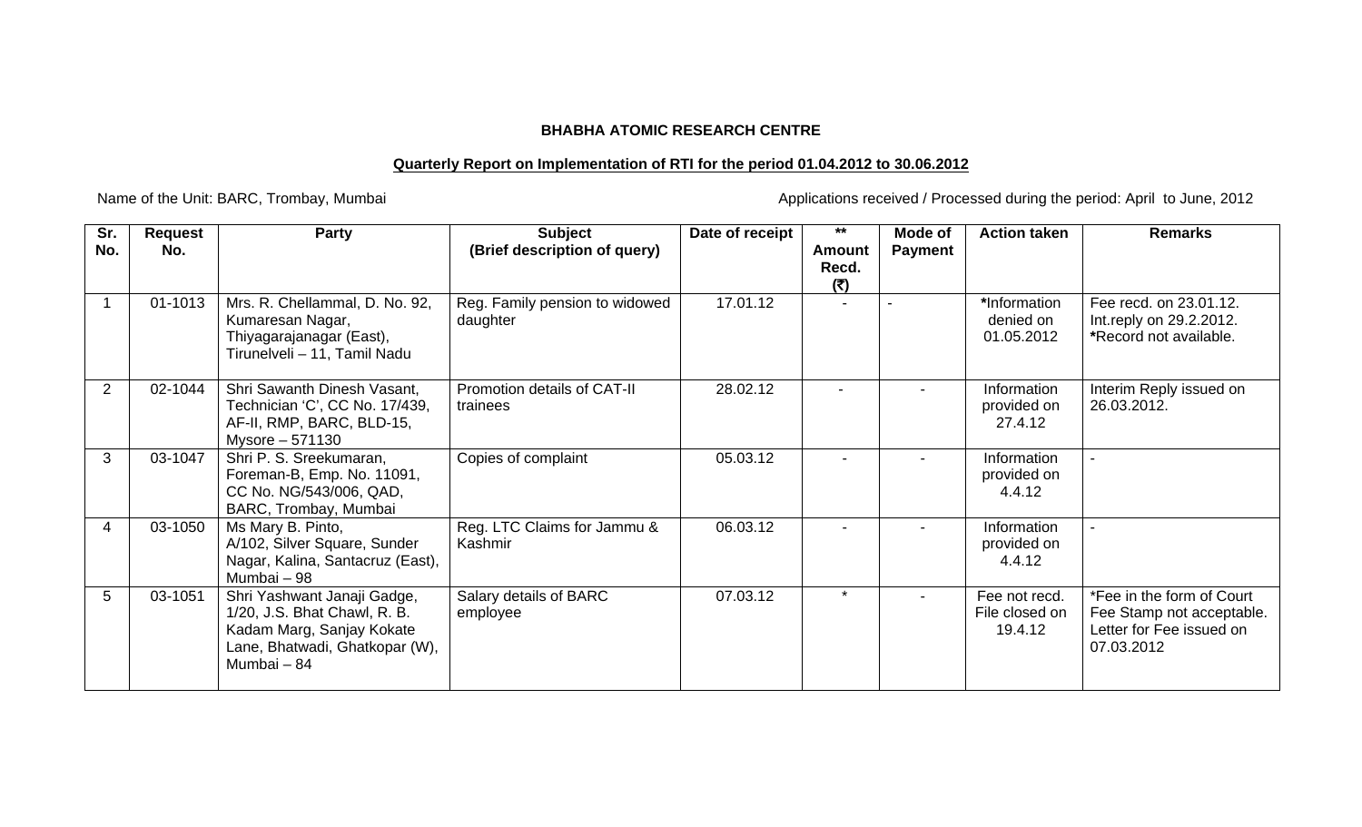**BHABHA ATOMIC RESEARCH CENTRE**

**Quarterly Report on Implementation of RTI for the period 01.04.2012 to 30.06.2012**

Name of the Unit: BARC, Trombay, Mumbai

Applications received / Processed during the period: April to June, 2012

| Sr. No. | Request No. | Party | Subject (Brief description of query) | Date of receipt | ** Amount Recd. (₹) | Mode of Payment | Action taken | Remarks |
|---|---|---|---|---|---|---|---|---|
| 1 | 01-1013 | Mrs. R. Chellammal, D. No. 92, Kumaresan Nagar, Thiyagarajanagar (East), Tirunelveli – 11, Tamil Nadu | Reg. Family pension to widowed daughter | 17.01.12 | - | - | *Information denied on 01.05.2012 | Fee recd. on 23.01.12. Int.reply on 29.2.2012. *Record not available. |
| 2 | 02-1044 | Shri Sawanth Dinesh Vasant, Technician 'C', CC No. 17/439, AF-II, RMP, BARC, BLD-15, Mysore – 571130 | Promotion details of CAT-II trainees | 28.02.12 | - | - | Information provided on 27.4.12 | Interim Reply issued on 26.03.2012. |
| 3 | 03-1047 | Shri P. S. Sreekumaran, Foreman-B, Emp. No. 11091, CC No. NG/543/006, QAD, BARC, Trombay, Mumbai | Copies of complaint | 05.03.12 | - | - | Information provided on 4.4.12 | - |
| 4 | 03-1050 | Ms Mary B. Pinto, A/102, Silver Square, Sunder Nagar, Kalina, Santacruz (East), Mumbai – 98 | Reg. LTC Claims for Jammu & Kashmir | 06.03.12 | - | - | Information provided on 4.4.12 | - |
| 5 | 03-1051 | Shri Yashwant Janaji Gadge, 1/20, J.S. Bhat Chawl, R. B. Kadam Marg, Sanjay Kokate Lane, Bhatwadi, Ghatkopar (W), Mumbai – 84 | Salary details of BARC employee | 07.03.12 | * | - | Fee not recd. File closed on 19.4.12 | *Fee in the form of Court Fee Stamp not acceptable. Letter for Fee issued on 07.03.2012 |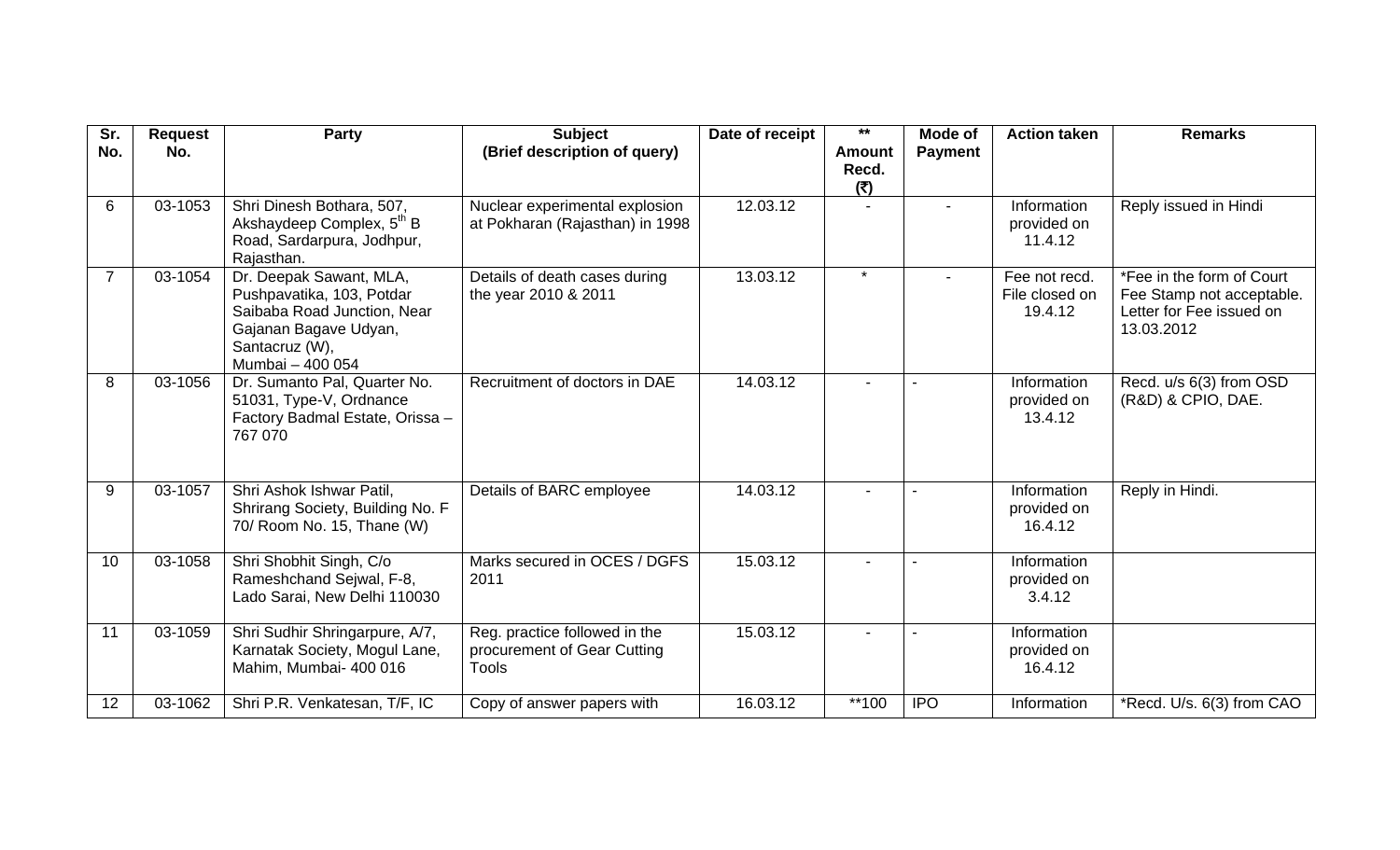| Sr. No. | Request No. | Party | Subject (Brief description of query) | Date of receipt | ** Amount Recd. (₹) | Mode of Payment | Action taken | Remarks |
|---|---|---|---|---|---|---|---|---|
| 6 | 03-1053 | Shri Dinesh Bothara, 507, Akshaydeep Complex, 5th B Road, Sardarpura, Jodhpur, Rajasthan. | Nuclear experimental explosion at Pokharan (Rajasthan) in 1998 | 12.03.12 | - | - | Information provided on 11.4.12 | Reply issued in Hindi |
| 7 | 03-1054 | Dr. Deepak Sawant, MLA, Pushpavatika, 103, Potdar Saibaba Road Junction, Near Gajanan Bagave Udyan, Santacruz (W), Mumbai – 400 054 | Details of death cases during the year 2010 & 2011 | 13.03.12 | * | - | Fee not recd. File closed on 19.4.12 | *Fee in the form of Court Fee Stamp not acceptable. Letter for Fee issued on 13.03.2012 |
| 8 | 03-1056 | Dr. Sumanto Pal, Quarter No. 51031, Type-V, Ordnance Factory Badmal Estate, Orissa – 767 070 | Recruitment of doctors in DAE | 14.03.12 | - | - | Information provided on 13.4.12 | Recd. u/s 6(3) from OSD (R&D) & CPIO, DAE. |
| 9 | 03-1057 | Shri Ashok Ishwar Patil, Shrirang Society, Building No. F 70/ Room No. 15, Thane (W) | Details of BARC employee | 14.03.12 | - | - | Information provided on 16.4.12 | Reply in Hindi. |
| 10 | 03-1058 | Shri Shobhit Singh, C/o Rameshchand Sejwal, F-8, Lado Sarai, New Delhi 110030 | Marks secured in OCES / DGFS 2011 | 15.03.12 | - | - | Information provided on 3.4.12 | |
| 11 | 03-1059 | Shri Sudhir Shringarpure, A/7, Karnatak Society, Mogul Lane, Mahim, Mumbai- 400 016 | Reg. practice followed in the procurement of Gear Cutting Tools | 15.03.12 | - | - | Information provided on 16.4.12 | |
| 12 | 03-1062 | Shri P.R. Venkatesan, T/F, IC | Copy of answer papers with | 16.03.12 | **100 | IPO | Information | *Recd. U/s. 6(3) from CAO |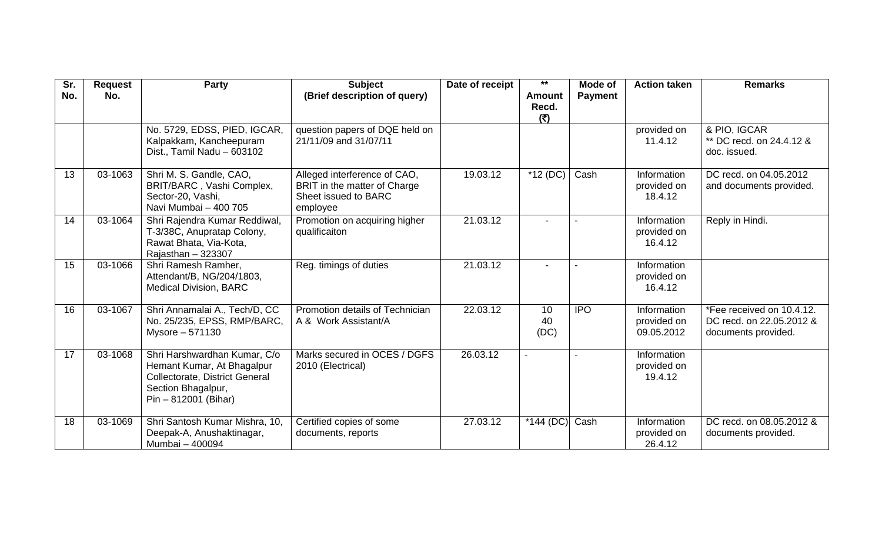| Sr. No. | Request No. | Party | Subject (Brief description of query) | Date of receipt | ** Amount Recd. (₹) | Mode of Payment | Action taken | Remarks |
|---|---|---|---|---|---|---|---|---|
| | | No. 5729, EDSS, PIED, IGCAR, Kalpakkam, Kancheepuram Dist., Tamil Nadu – 603102 | question papers of DQE held on 21/11/09 and 31/07/11 | | | | provided on 11.4.12 | & PIO, IGCAR ** DC recd. on 24.4.12 & doc. issued. |
| 13 | 03-1063 | Shri M. S. Gandle, CAO, BRIT/BARC , Vashi Complex, Sector-20, Vashi, Navi Mumbai – 400 705 | Alleged interference of CAO, BRIT in the matter of Charge Sheet issued to BARC employee | 19.03.12 | *12 (DC) | Cash | Information provided on 18.4.12 | DC recd. on 04.05.2012 and documents provided. |
| 14 | 03-1064 | Shri Rajendra Kumar Reddiwal, T-3/38C, Anupratap Colony, Rawat Bhata, Via-Kota, Rajasthan – 323307 | Promotion on acquiring higher qualificaiton | 21.03.12 | - | - | Information provided on 16.4.12 | Reply in Hindi. |
| 15 | 03-1066 | Shri Ramesh Ramher, Attendant/B, NG/204/1803, Medical Division, BARC | Reg. timings of duties | 21.03.12 | - | - | Information provided on 16.4.12 | |
| 16 | 03-1067 | Shri Annamalai A., Tech/D, CC No. 25/235, EPSS, RMP/BARC, Mysore – 571130 | Promotion details of Technician A & Work Assistant/A | 22.03.12 | 10 40 (DC) | IPO | Information provided on 09.05.2012 | *Fee received on 10.4.12. DC recd. on 22.05.2012 & documents provided. |
| 17 | 03-1068 | Shri Harshwardhan Kumar, C/o Hemant Kumar, At Bhagalpur Collectorate, District General Section Bhagalpur, Pin – 812001 (Bihar) | Marks secured in OCES / DGFS 2010 (Electrical) | 26.03.12 | - | - | Information provided on 19.4.12 | |
| 18 | 03-1069 | Shri Santosh Kumar Mishra, 10, Deepak-A, Anushaktinagar, Mumbai – 400094 | Certified copies of some documents, reports | 27.03.12 | *144 (DC) | Cash | Information provided on 26.4.12 | DC recd. on 08.05.2012 & documents provided. |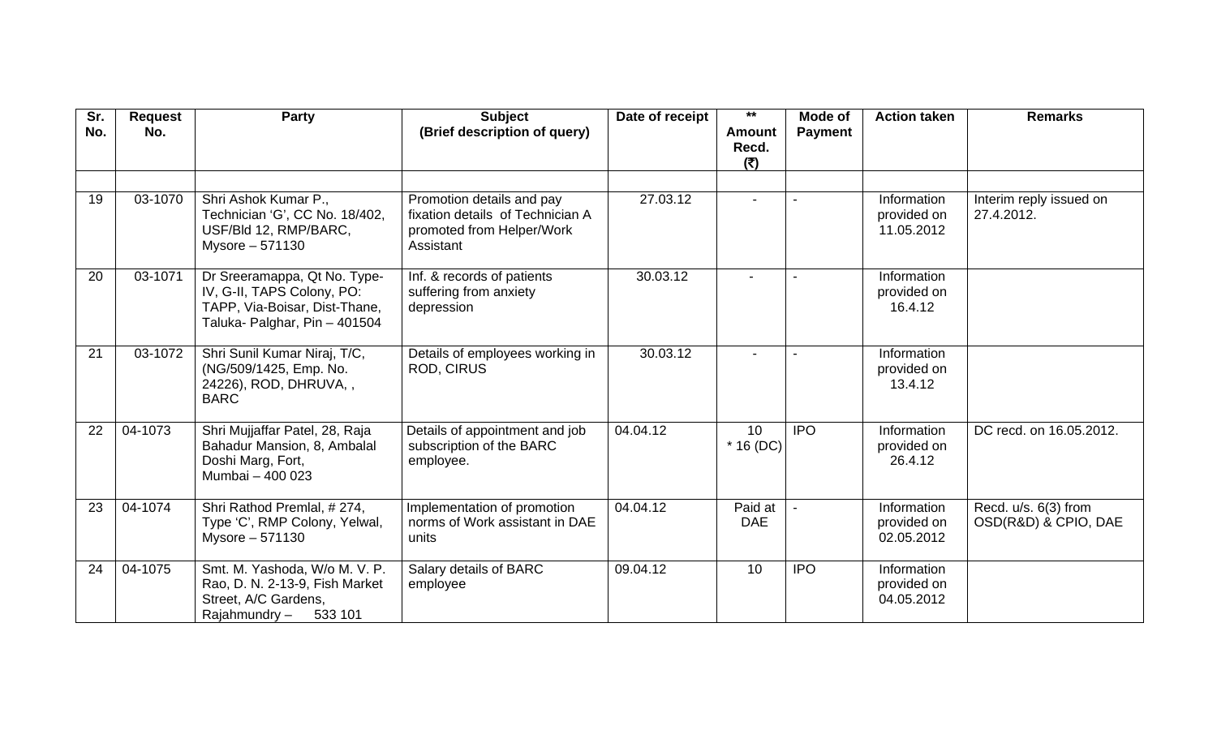| Sr. No. | Request No. | Party | Subject (Brief description of query) | Date of receipt | ** Amount Recd. (₹) | Mode of Payment | Action taken | Remarks |
|---|---|---|---|---|---|---|---|---|
| | | | | | | | | |
| 19 | 03-1070 | Shri Ashok Kumar P., Technician 'G', CC No. 18/402, USF/Bld 12, RMP/BARC, Mysore – 571130 | Promotion details and pay fixation details of Technician A promoted from Helper/Work Assistant | 27.03.12 | - | - | Information provided on 11.05.2012 | Interim reply issued on 27.4.2012. |
| 20 | 03-1071 | Dr Sreeramappa, Qt No. Type-IV, G-II, TAPS Colony, PO: TAPP, Via-Boisar, Dist-Thane, Taluka- Palghar, Pin – 401504 | Inf. & records of patients suffering from anxiety depression | 30.03.12 | - | - | Information provided on 16.4.12 | |
| 21 | 03-1072 | Shri Sunil Kumar Niraj, T/C, (NG/509/1425, Emp. No. 24226), ROD, DHRUVA, , BARC | Details of employees working in ROD, CIRUS | 30.03.12 | - | - | Information provided on 13.4.12 | |
| 22 | 04-1073 | Shri Mujjaffar Patel, 28, Raja Bahadur Mansion, 8, Ambalal Doshi Marg, Fort, Mumbai – 400 023 | Details of appointment and job subscription of the BARC employee. | 04.04.12 | 10 * 16 (DC) | IPO | Information provided on 26.4.12 | DC recd. on 16.05.2012. |
| 23 | 04-1074 | Shri Rathod Premlal, # 274, Type 'C', RMP Colony, Yelwal, Mysore – 571130 | Implementation of promotion norms of Work assistant in DAE units | 04.04.12 | Paid at DAE | - | Information provided on 02.05.2012 | Recd. u/s. 6(3) from OSD(R&D) & CPIO, DAE |
| 24 | 04-1075 | Smt. M. Yashoda, W/o M. V. P. Rao, D. N. 2-13-9, Fish Market Street, A/C Gardens, Rajahmundry – 533 101 | Salary details of BARC employee | 09.04.12 | 10 | IPO | Information provided on 04.05.2012 | |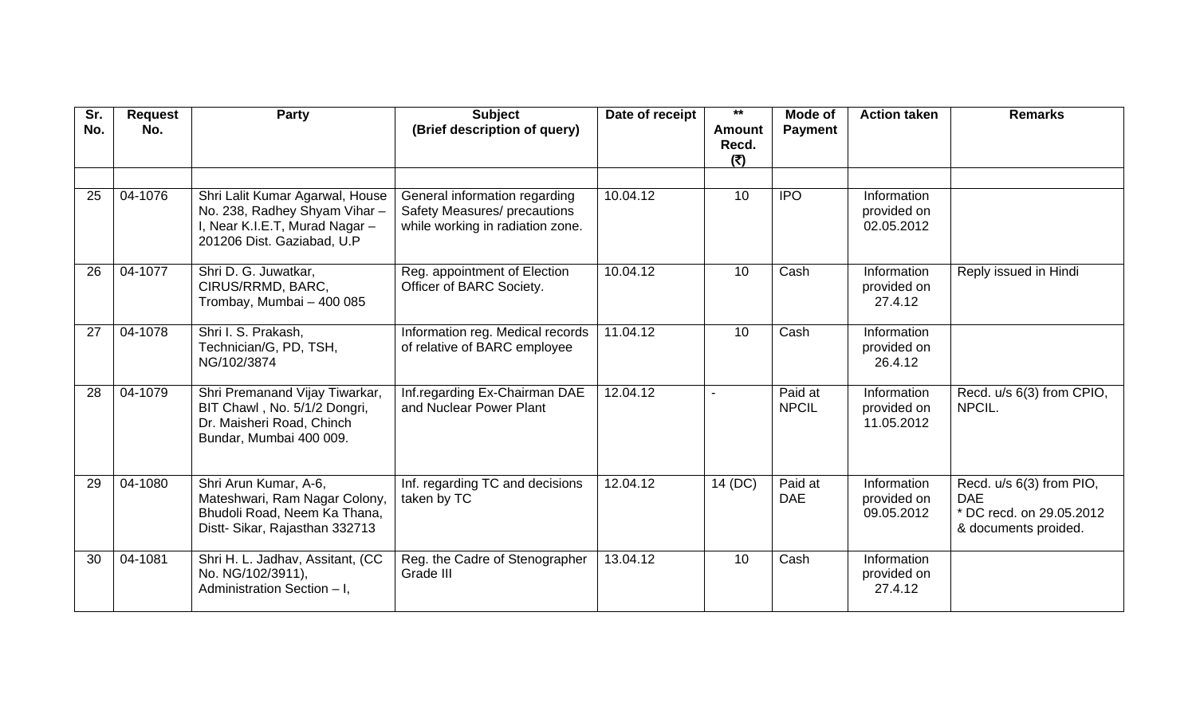| Sr. No. | Request No. | Party | Subject (Brief description of query) | Date of receipt | ** Amount Recd. (₹) | Mode of Payment | Action taken | Remarks |
|---|---|---|---|---|---|---|---|---|
| | | | | | | | | |
| 25 | 04-1076 | Shri Lalit Kumar Agarwal, House No. 238, Radhey Shyam Vihar – I, Near K.I.E.T, Murad Nagar – 201206 Dist. Gaziabad, U.P | General information regarding Safety Measures/ precautions while working in radiation zone. | 10.04.12 | 10 | IPO | Information provided on 02.05.2012 | |
| 26 | 04-1077 | Shri D. G. Juwatkar, CIRUS/RRMD, BARC, Trombay, Mumbai – 400 085 | Reg. appointment of Election Officer of BARC Society. | 10.04.12 | 10 | Cash | Information provided on 27.4.12 | Reply issued in Hindi |
| 27 | 04-1078 | Shri I. S. Prakash, Technician/G, PD, TSH, NG/102/3874 | Information reg. Medical records of relative of BARC employee | 11.04.12 | 10 | Cash | Information provided on 26.4.12 | |
| 28 | 04-1079 | Shri Premanand Vijay Tiwarkar, BIT Chawl , No. 5/1/2 Dongri, Dr. Maisheri Road, Chinch Bundar, Mumbai 400 009. | Inf.regarding Ex-Chairman DAE and Nuclear Power Plant | 12.04.12 | - | Paid at NPCIL | Information provided on 11.05.2012 | Recd. u/s 6(3) from CPIO, NPCIL. |
| 29 | 04-1080 | Shri Arun Kumar, A-6, Mateshwari, Ram Nagar Colony, Bhudoli Road, Neem Ka Thana, Distt- Sikar, Rajasthan 332713 | Inf. regarding TC and decisions taken by TC | 12.04.12 | 14 (DC) | Paid at DAE | Information provided on 09.05.2012 | Recd. u/s 6(3) from PIO, DAE * DC recd. on 29.05.2012 & documents proided. |
| 30 | 04-1081 | Shri H. L. Jadhav, Assitant, (CC No. NG/102/3911), Administration Section – I, | Reg. the Cadre of Stenographer Grade III | 13.04.12 | 10 | Cash | Information provided on 27.4.12 | |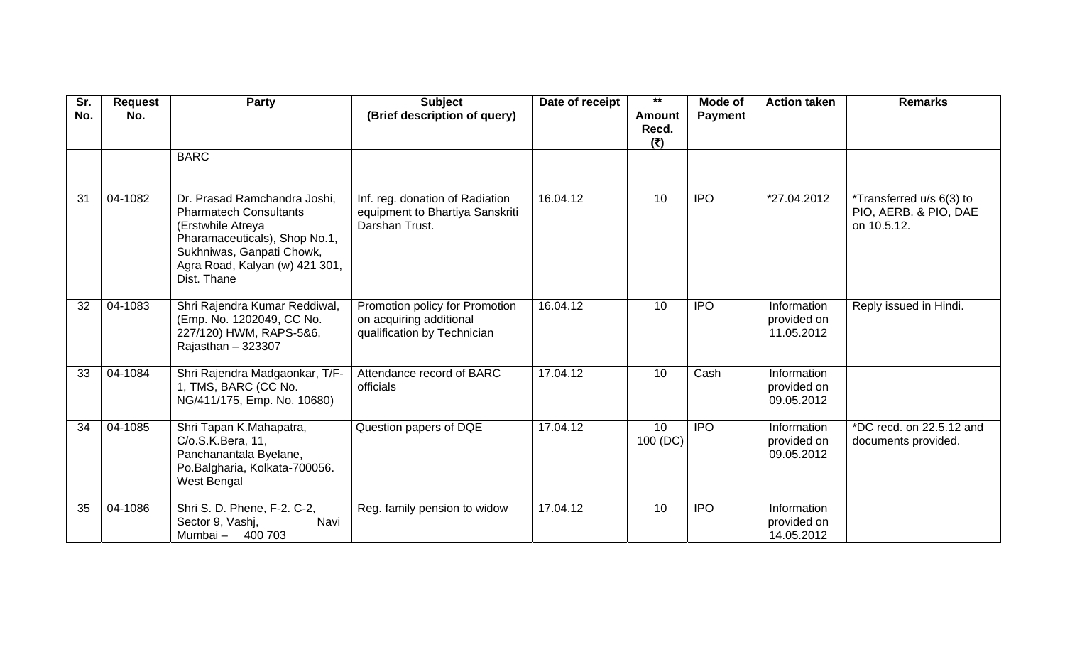| Sr. No. | Request No. | Party | Subject (Brief description of query) | Date of receipt | ** Amount Recd. (₹) | Mode of Payment | Action taken | Remarks |
|---|---|---|---|---|---|---|---|---|
| | | BARC | | | | | | |
| 31 | 04-1082 | Dr. Prasad Ramchandra Joshi, Pharmatech Consultants (Erstwhile Atreya Pharamaceuticals), Shop No.1, Sukhniwas, Ganpati Chowk, Agra Road, Kalyan (w) 421 301, Dist. Thane | Inf. reg. donation of Radiation equipment to Bhartiya Sanskriti Darshan Trust. | 16.04.12 | 10 | IPO | *27.04.2012 | *Transferred u/s 6(3) to PIO, AERB. & PIO, DAE on 10.5.12. |
| 32 | 04-1083 | Shri Rajendra Kumar Reddiwal, (Emp. No. 1202049, CC No. 227/120) HWM, RAPS-5&6, Rajasthan – 323307 | Promotion policy for Promotion on acquiring additional qualification by Technician | 16.04.12 | 10 | IPO | Information provided on 11.05.2012 | Reply issued in Hindi. |
| 33 | 04-1084 | Shri Rajendra Madgaonkar, T/F-1, TMS, BARC (CC No. NG/411/175, Emp. No. 10680) | Attendance record of BARC officials | 17.04.12 | 10 | Cash | Information provided on 09.05.2012 | |
| 34 | 04-1085 | Shri Tapan K.Mahapatra, C/o.S.K.Bera, 11, Panchanantala Byelane, Po.Balgharia, Kolkata-700056. West Bengal | Question papers of DQE | 17.04.12 | 10 100 (DC) | IPO | Information provided on 09.05.2012 | *DC recd. on 22.5.12 and documents provided. |
| 35 | 04-1086 | Shri S. D. Phene, F-2. C-2, Sector 9, Vashj, Navi Mumbai – 400 703 | Reg. family pension to widow | 17.04.12 | 10 | IPO | Information provided on 14.05.2012 | |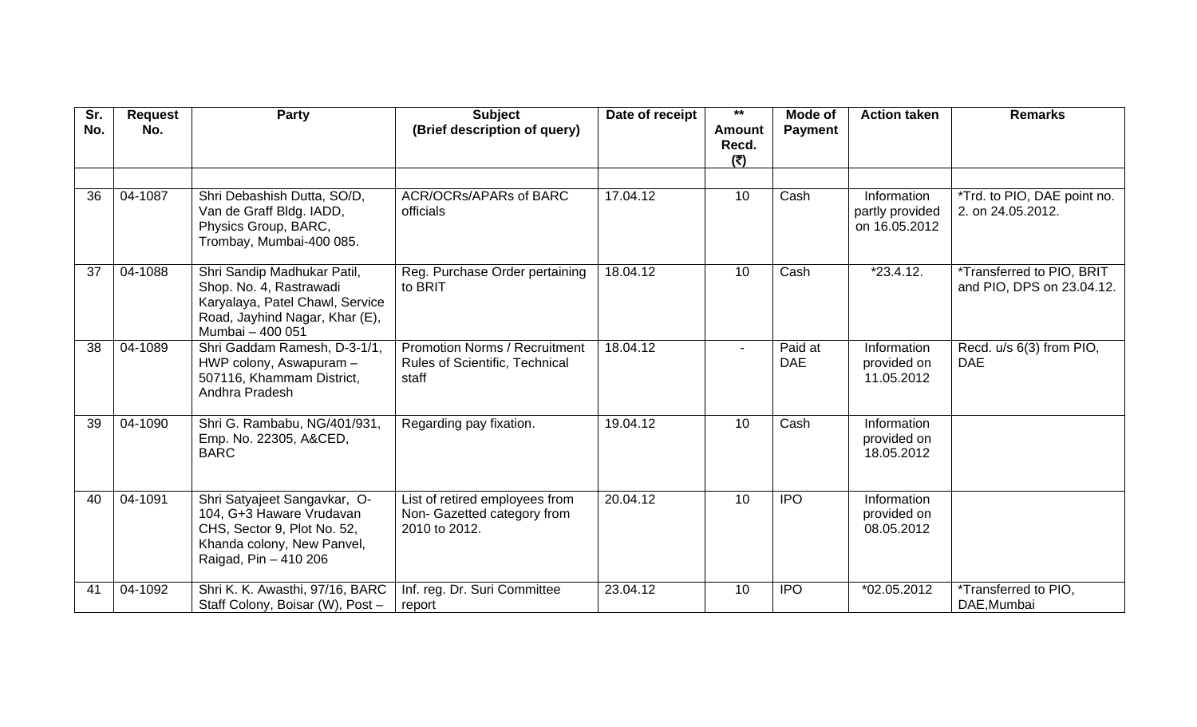| Sr. No. | Request No. | Party | Subject (Brief description of query) | Date of receipt | ** Amount Recd. (₹) | Mode of Payment | Action taken | Remarks |
|---|---|---|---|---|---|---|---|---|
| | | | | | | | | |
| 36 | 04-1087 | Shri Debashish Dutta, SO/D, Van de Graff Bldg. IADD, Physics Group, BARC, Trombay, Mumbai-400 085. | ACR/OCRs/APARs of BARC officials | 17.04.12 | 10 | Cash | Information partly provided on 16.05.2012 | *Trd. to PIO, DAE point no. 2. on 24.05.2012. |
| 37 | 04-1088 | Shri Sandip Madhukar Patil, Shop. No. 4, Rastrawadi Karyalaya, Patel Chawl, Service Road, Jayhind Nagar, Khar (E), Mumbai – 400 051 | Reg. Purchase Order pertaining to BRIT | 18.04.12 | 10 | Cash | *23.4.12. | *Transferred to PIO, BRIT and PIO, DPS on 23.04.12. |
| 38 | 04-1089 | Shri Gaddam Ramesh, D-3-1/1, HWP colony, Aswapuram – 507116, Khammam District, Andhra Pradesh | Promotion Norms / Recruitment Rules of Scientific, Technical staff | 18.04.12 | - | Paid at DAE | Information provided on 11.05.2012 | Recd. u/s 6(3) from PIO, DAE |
| 39 | 04-1090 | Shri G. Rambabu, NG/401/931, Emp. No. 22305, A&CED, BARC | Regarding pay fixation. | 19.04.12 | 10 | Cash | Information provided on 18.05.2012 | |
| 40 | 04-1091 | Shri Satyajeet Sangavkar, O-104, G+3 Haware Vrudavan CHS, Sector 9, Plot No. 52, Khanda colony, New Panvel, Raigad, Pin – 410 206 | List of retired employees from Non- Gazetted category from 2010 to 2012. | 20.04.12 | 10 | IPO | Information provided on 08.05.2012 | |
| 41 | 04-1092 | Shri K. K. Awasthi, 97/16, BARC Staff Colony, Boisar (W), Post – | Inf. reg. Dr. Suri Committee report | 23.04.12 | 10 | IPO | *02.05.2012 | *Transferred to PIO, DAE,Mumbai |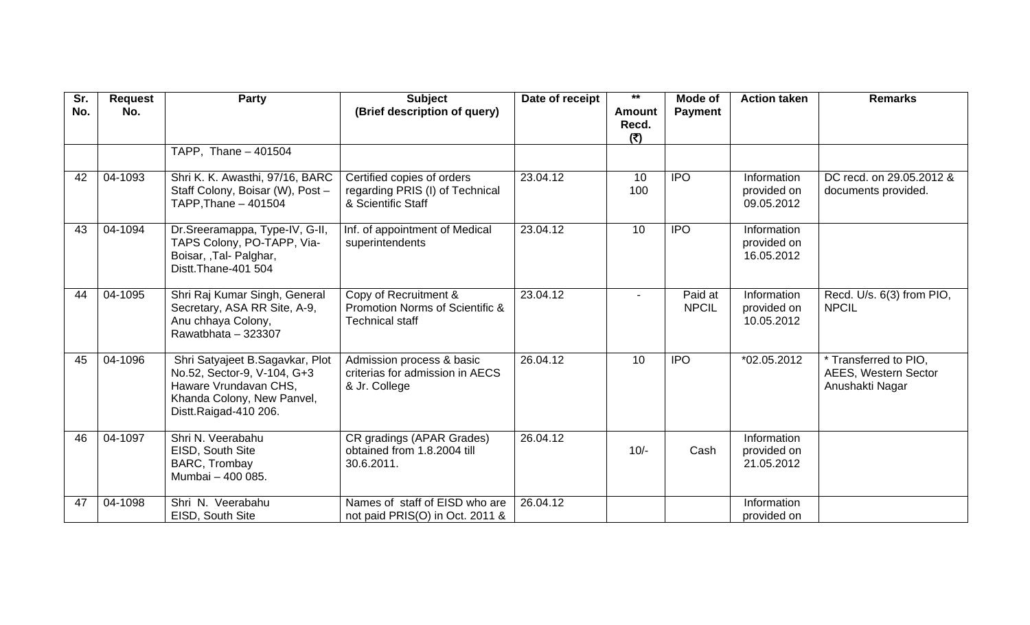| Sr. No. | Request No. | Party | Subject (Brief description of query) | Date of receipt | ** Amount Recd. (₹) | Mode of Payment | Action taken | Remarks |
|---|---|---|---|---|---|---|---|---|
| | | TAPP, Thane – 401504 | | | | | | |
| 42 | 04-1093 | Shri K. K. Awasthi, 97/16, BARC Staff Colony, Boisar (W), Post – TAPP,Thane – 401504 | Certified copies of orders regarding PRIS (I) of Technical & Scientific Staff | 23.04.12 | 10<br>100 | IPO | Information provided on 09.05.2012 | DC recd. on 29.05.2012 & documents provided. |
| 43 | 04-1094 | Dr.Sreeramappa, Type-IV, G-II, TAPS Colony, PO-TAPP, Via-Boisar, ,Tal- Palghar, Distt.Thane-401 504 | Inf. of appointment of Medical superintendents | 23.04.12 | 10 | IPO | Information provided on 16.05.2012 | |
| 44 | 04-1095 | Shri Raj Kumar Singh, General Secretary, ASA RR Site, A-9, Anu chhaya Colony, Rawatbhata – 323307 | Copy of Recruitment & Promotion Norms of Scientific & Technical staff | 23.04.12 | - | Paid at NPCIL | Information provided on 10.05.2012 | Recd. U/s. 6(3) from PIO, NPCIL |
| 45 | 04-1096 | Shri Satyajeet B.Sagavkar, Plot No.52, Sector-9, V-104, G+3 Haware Vrundavan CHS, Khanda Colony, New Panvel, Distt.Raigad-410 206. | Admission process & basic criterias for admission in AECS & Jr. College | 26.04.12 | 10 | IPO | *02.05.2012 | * Transferred to PIO, AEES, Western Sector Anushakti Nagar |
| 46 | 04-1097 | Shri N. Veerabahu<br>EISD, South Site<br>BARC, Trombay<br>Mumbai – 400 085. | CR gradings (APAR Grades) obtained from 1.8.2004 till 30.6.2011. | 26.04.12 | 10/- | Cash | Information provided on 21.05.2012 | |
| 47 | 04-1098 | Shri N. Veerabahu<br>EISD, South Site | Names of staff of EISD who are not paid PRIS(O) in Oct. 2011 & | 26.04.12 | | | Information provided on | |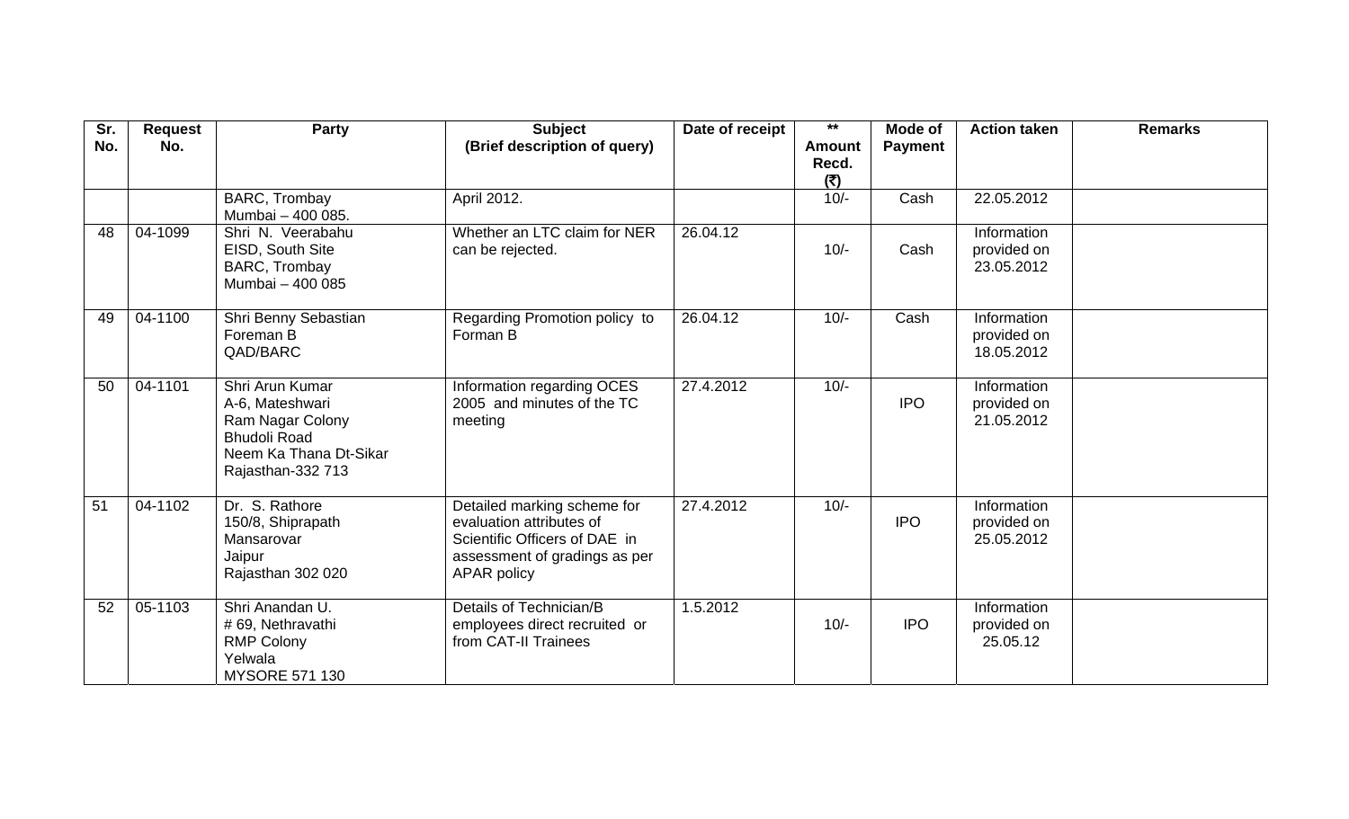| Sr. No. | Request No. | Party | Subject (Brief description of query) | Date of receipt | ** Amount Recd. (₹) | Mode of Payment | Action taken | Remarks |
|---|---|---|---|---|---|---|---|---|
| | | BARC, Trombay Mumbai – 400 085. | April 2012. | | 10/- | Cash | 22.05.2012 | |
| 48 | 04-1099 | Shri N. Veerabahu EISD, South Site BARC, Trombay Mumbai – 400 085 | Whether an LTC claim for NER can be rejected. | 26.04.12 | 10/- | Cash | Information provided on 23.05.2012 | |
| 49 | 04-1100 | Shri Benny Sebastian Foreman B QAD/BARC | Regarding Promotion policy to Forman B | 26.04.12 | 10/- | Cash | Information provided on 18.05.2012 | |
| 50 | 04-1101 | Shri Arun Kumar A-6, Mateshwari Ram Nagar Colony Bhudoli Road Neem Ka Thana Dt-Sikar Rajasthan-332 713 | Information regarding OCES 2005 and minutes of the TC meeting | 27.4.2012 | 10/- | IPO | Information provided on 21.05.2012 | |
| 51 | 04-1102 | Dr. S. Rathore 150/8, Shiprapath Mansarovar Jaipur Rajasthan 302 020 | Detailed marking scheme for evaluation attributes of Scientific Officers of DAE in assessment of gradings as per APAR policy | 27.4.2012 | 10/- | IPO | Information provided on 25.05.2012 | |
| 52 | 05-1103 | Shri Anandan U. # 69, Nethravathi RMP Colony Yelwala MYSORE 571 130 | Details of Technician/B employees direct recruited or from CAT-II Trainees | 1.5.2012 | 10/- | IPO | Information provided on 25.05.12 | |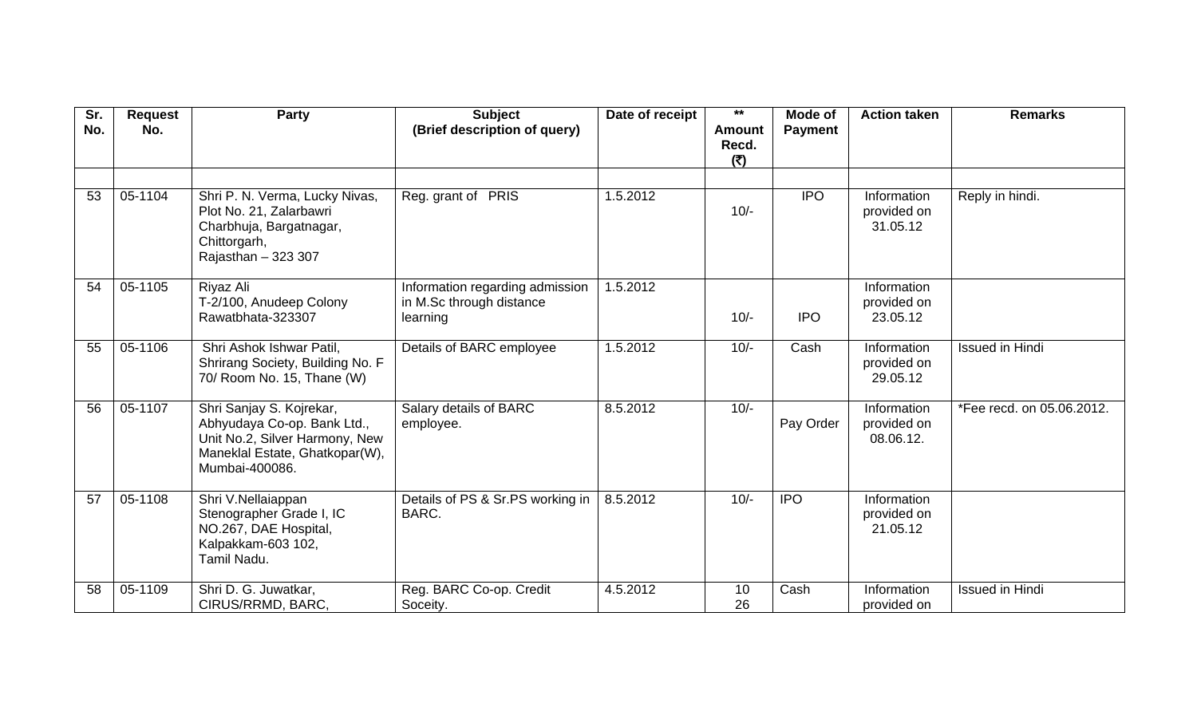| Sr. No. | Request No. | Party | Subject (Brief description of query) | Date of receipt | ** Amount Recd. (₹) | Mode of Payment | Action taken | Remarks |
|---|---|---|---|---|---|---|---|---|
| | | | | | | | | |
| 53 | 05-1104 | Shri P. N. Verma, Lucky Nivas, Plot No. 21, Zalarbawri Charbhuja, Bargatnagar, Chittorgarh, Rajasthan – 323 307 | Reg. grant of PRIS | 1.5.2012 | 10/- | IPO | Information provided on 31.05.12 | Reply in hindi. |
| 54 | 05-1105 | Riyaz Ali T-2/100, Anudeep Colony Rawatbhata-323307 | Information regarding admission in M.Sc through distance learning | 1.5.2012 | 10/- | IPO | Information provided on 23.05.12 | |
| 55 | 05-1106 | Shri Ashok Ishwar Patil, Shrirang Society, Building No. F 70/ Room No. 15, Thane (W) | Details of BARC employee | 1.5.2012 | 10/- | Cash | Information provided on 29.05.12 | Issued in Hindi |
| 56 | 05-1107 | Shri Sanjay S. Kojrekar, Abhyudaya Co-op. Bank Ltd., Unit No.2, Silver Harmony, New Maneklal Estate, Ghatkopar(W), Mumbai-400086. | Salary details of BARC employee. | 8.5.2012 | 10/- | Pay Order | Information provided on 08.06.12. | *Fee recd. on 05.06.2012. |
| 57 | 05-1108 | Shri V.Nellaiappan Stenographer Grade I, IC NO.267, DAE Hospital, Kalpakkam-603 102, Tamil Nadu. | Details of PS & Sr.PS working in BARC. | 8.5.2012 | 10/- | IPO | Information provided on 21.05.12 | |
| 58 | 05-1109 | Shri D. G. Juwatkar, CIRUS/RRMD, BARC, | Reg. BARC Co-op. Credit Soceity. | 4.5.2012 | 10 26 | Cash | Information provided on | Issued in Hindi |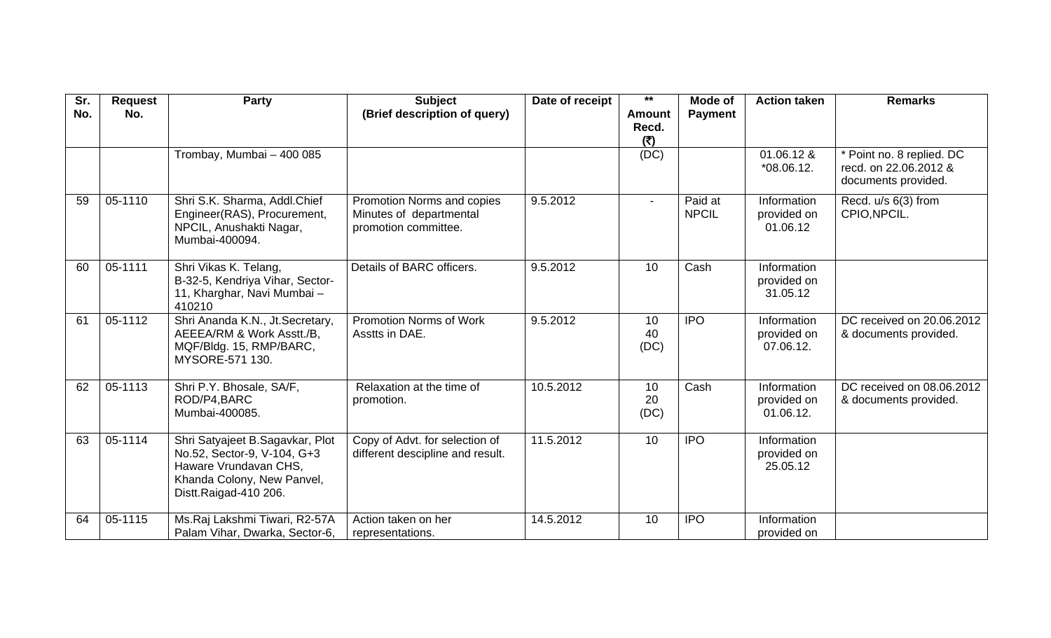| Sr. No. | Request No. | Party | Subject (Brief description of query) | Date of receipt | ** Amount Recd. (₹) | Mode of Payment | Action taken | Remarks |
|---|---|---|---|---|---|---|---|---|
| | | Trombay, Mumbai – 400 085 | | | (DC) | | 01.06.12 & *08.06.12. | * Point no. 8 replied. DC recd. on 22.06.2012 & documents provided. |
| 59 | 05-1110 | Shri S.K. Sharma, Addl.Chief Engineer(RAS), Procurement, NPCIL, Anushakti Nagar, Mumbai-400094. | Promotion Norms and copies Minutes of departmental promotion committee. | 9.5.2012 | - | Paid at NPCIL | Information provided on 01.06.12 | Recd. u/s 6(3) from CPIO,NPCIL. |
| 60 | 05-1111 | Shri Vikas K. Telang, B-32-5, Kendriya Vihar, Sector-11, Kharghar, Navi Mumbai – 410210 | Details of BARC officers. | 9.5.2012 | 10 | Cash | Information provided on 31.05.12 | |
| 61 | 05-1112 | Shri Ananda K.N., Jt.Secretary, AEEEA/RM & Work Asstt./B, MQF/Bldg. 15, RMP/BARC, MYSORE-571 130. | Promotion Norms of Work Asstts in DAE. | 9.5.2012 | 10 40 (DC) | IPO | Information provided on 07.06.12. | DC received on 20.06.2012 & documents provided. |
| 62 | 05-1113 | Shri P.Y. Bhosale, SA/F, ROD/P4,BARC Mumbai-400085. | Relaxation at the time of promotion. | 10.5.2012 | 10 20 (DC) | Cash | Information provided on 01.06.12. | DC received on 08.06.2012 & documents provided. |
| 63 | 05-1114 | Shri Satyajeet B.Sagavkar, Plot No.52, Sector-9, V-104, G+3 Haware Vrundavan CHS, Khanda Colony, New Panvel, Distt.Raigad-410 206. | Copy of Advt. for selection of different descipline and result. | 11.5.2012 | 10 | IPO | Information provided on 25.05.12 | |
| 64 | 05-1115 | Ms.Raj Lakshmi Tiwari, R2-57A Palam Vihar, Dwarka, Sector-6, | Action taken on her representations. | 14.5.2012 | 10 | IPO | Information provided on | |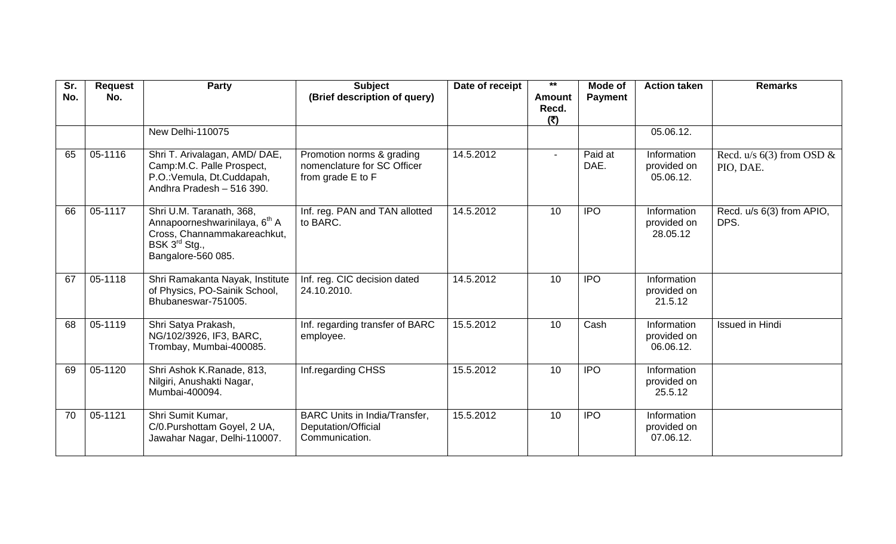| Sr. No. | Request No. | Party | Subject (Brief description of query) | Date of receipt | ** Amount Recd. (₹) | Mode of Payment | Action taken | Remarks |
|---|---|---|---|---|---|---|---|---|
| | | New Delhi-110075 | | | | | 05.06.12. | |
| 65 | 05-1116 | Shri T. Arivalagan, AMD/ DAE, Camp:M.C. Palle Prospect, P.O.:Vemula, Dt.Cuddapah, Andhra Pradesh – 516 390. | Promotion norms & grading nomenclature for SC Officer from grade E to F | 14.5.2012 | - | Paid at DAE. | Information provided on 05.06.12. | Recd. u/s 6(3) from OSD & PIO, DAE. |
| 66 | 05-1117 | Shri U.M. Taranath, 368, Annapoorneshwarinilaya, 6th A Cross, Channammakareachkut, BSK 3rd Stg., Bangalore-560 085. | Inf. reg. PAN and TAN allotted to BARC. | 14.5.2012 | 10 | IPO | Information provided on 28.05.12 | Recd. u/s 6(3) from APIO, DPS. |
| 67 | 05-1118 | Shri Ramakanta Nayak, Institute of Physics, PO-Sainik School, Bhubaneswar-751005. | Inf. reg. CIC decision dated 24.10.2010. | 14.5.2012 | 10 | IPO | Information provided on 21.5.12 | |
| 68 | 05-1119 | Shri Satya Prakash, NG/102/3926, IF3, BARC, Trombay, Mumbai-400085. | Inf. regarding transfer of BARC employee. | 15.5.2012 | 10 | Cash | Information provided on 06.06.12. | Issued in Hindi |
| 69 | 05-1120 | Shri Ashok K.Ranade, 813, Nilgiri, Anushakti Nagar, Mumbai-400094. | Inf.regarding CHSS | 15.5.2012 | 10 | IPO | Information provided on 25.5.12 | |
| 70 | 05-1121 | Shri Sumit Kumar, C/0.Purshottam Goyel, 2 UA, Jawahar Nagar, Delhi-110007. | BARC Units in India/Transfer, Deputation/Official Communication. | 15.5.2012 | 10 | IPO | Information provided on 07.06.12. | |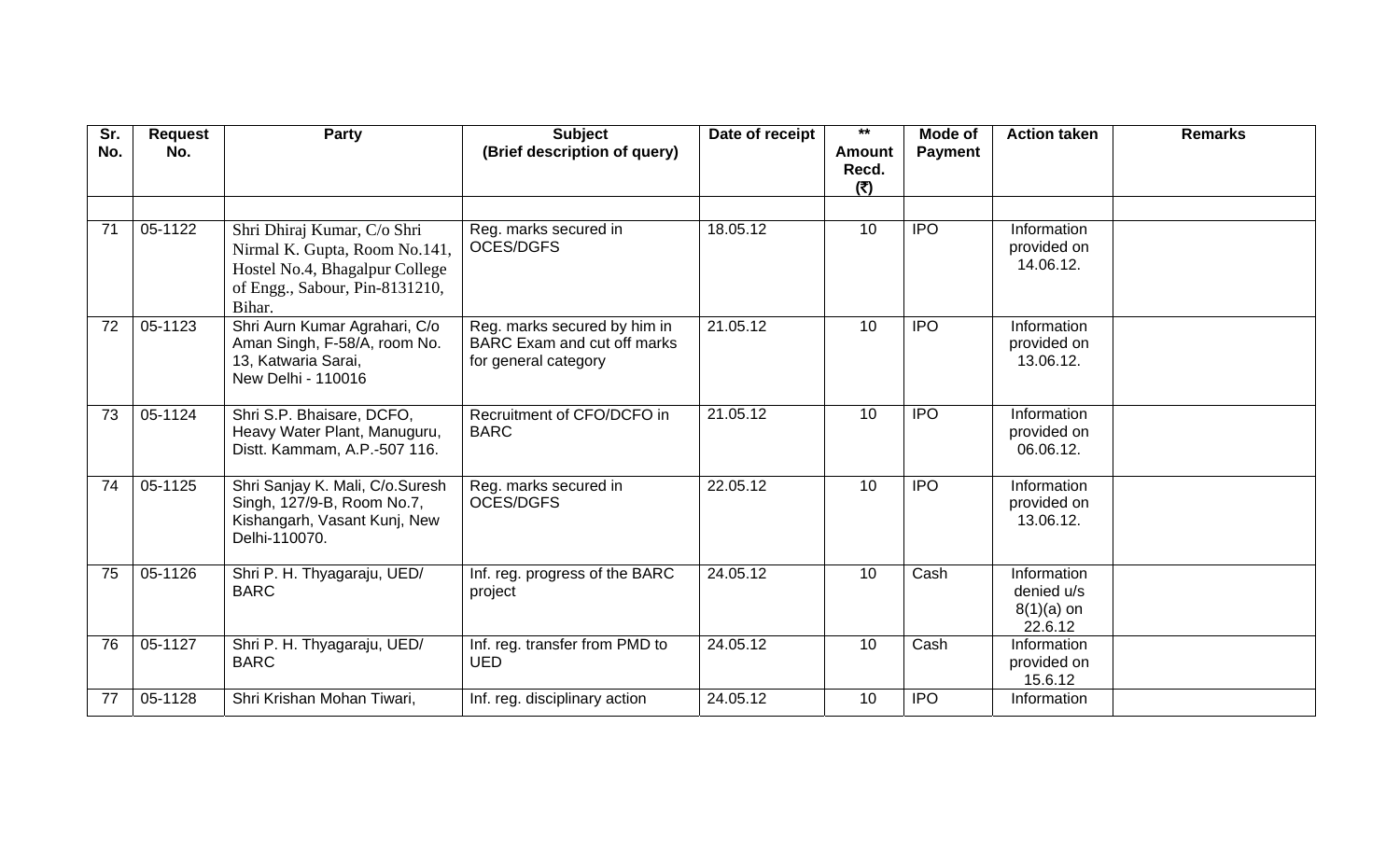| Sr. No. | Request No. | Party | Subject (Brief description of query) | Date of receipt | ** Amount Recd. (₹) | Mode of Payment | Action taken | Remarks |
|---|---|---|---|---|---|---|---|---|
| | | | | | | | | |
| 71 | 05-1122 | Shri Dhiraj Kumar, C/o Shri Nirmal K. Gupta, Room No.141, Hostel No.4, Bhagalpur College of Engg., Sabour, Pin-8131210, Bihar. | Reg. marks secured in OCES/DGFS | 18.05.12 | 10 | IPO | Information provided on 14.06.12. | |
| 72 | 05-1123 | Shri Aurn Kumar Agrahari, C/o Aman Singh, F-58/A, room No. 13, Katwaria Sarai, New Delhi - 110016 | Reg. marks secured by him in BARC Exam and cut off marks for general category | 21.05.12 | 10 | IPO | Information provided on 13.06.12. | |
| 73 | 05-1124 | Shri S.P. Bhaisare, DCFO, Heavy Water Plant, Manuguru, Distt. Kammam, A.P.-507 116. | Recruitment of CFO/DCFO in BARC | 21.05.12 | 10 | IPO | Information provided on 06.06.12. | |
| 74 | 05-1125 | Shri Sanjay K. Mali, C/o.Suresh Singh, 127/9-B, Room No.7, Kishangarh, Vasant Kunj, New Delhi-110070. | Reg. marks secured in OCES/DGFS | 22.05.12 | 10 | IPO | Information provided on 13.06.12. | |
| 75 | 05-1126 | Shri P. H. Thyagaraju, UED/ BARC | Inf. reg. progress of the BARC project | 24.05.12 | 10 | Cash | Information denied u/s 8(1)(a) on 22.6.12 | |
| 76 | 05-1127 | Shri P. H. Thyagaraju, UED/ BARC | Inf. reg. transfer from PMD to UED | 24.05.12 | 10 | Cash | Information provided on 15.6.12 | |
| 77 | 05-1128 | Shri Krishan Mohan Tiwari, | Inf. reg. disciplinary action | 24.05.12 | 10 | IPO | Information | |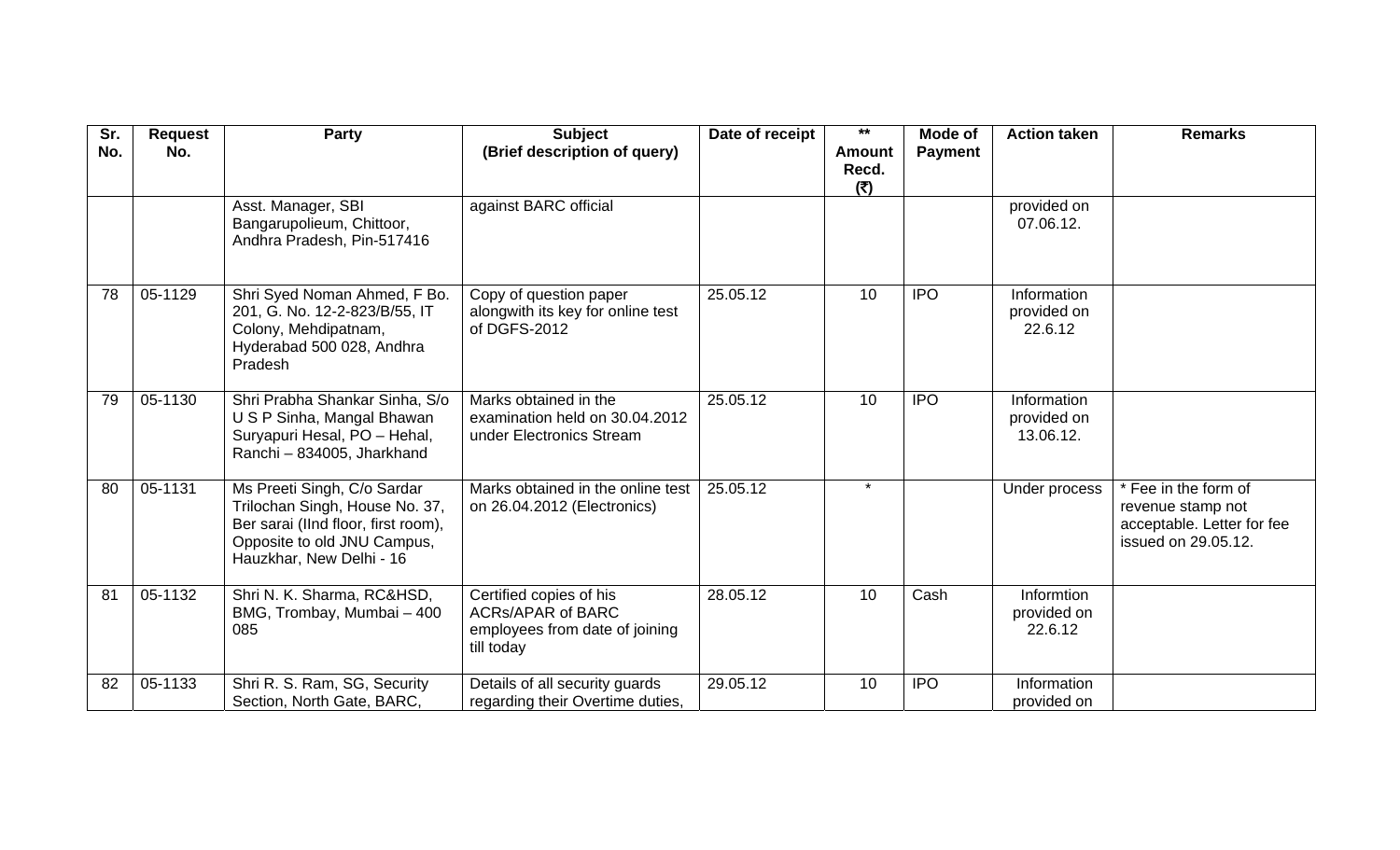| Sr. No. | Request No. | Party | Subject (Brief description of query) | Date of receipt | ** Amount Recd. (₹) | Mode of Payment | Action taken | Remarks |
|---|---|---|---|---|---|---|---|---|
| | | Asst. Manager, SBI Bangarupolieum, Chittoor, Andhra Pradesh, Pin-517416 | against BARC official | | | | provided on 07.06.12. | |
| 78 | 05-1129 | Shri Syed Noman Ahmed, F Bo. 201, G. No. 12-2-823/B/55, IT Colony, Mehdipatnam, Hyderabad 500 028, Andhra Pradesh | Copy of question paper alongwith its key for online test of DGFS-2012 | 25.05.12 | 10 | IPO | Information provided on 22.6.12 | |
| 79 | 05-1130 | Shri Prabha Shankar Sinha, S/o U S P Sinha, Mangal Bhawan Suryapuri Hesal, PO – Hehal, Ranchi – 834005, Jharkhand | Marks obtained in the examination held on 30.04.2012 under Electronics Stream | 25.05.12 | 10 | IPO | Information provided on 13.06.12. | |
| 80 | 05-1131 | Ms Preeti Singh, C/o Sardar Trilochan Singh, House No. 37, Ber sarai (IInd floor, first room), Opposite to old JNU Campus, Hauzkhar, New Delhi - 16 | Marks obtained in the online test on 26.04.2012 (Electronics) | 25.05.12 | * | | Under process | * Fee in the form of revenue stamp not acceptable. Letter for fee issued on 29.05.12. |
| 81 | 05-1132 | Shri N. K. Sharma, RC&HSD, BMG, Trombay, Mumbai – 400 085 | Certified copies of his ACRs/APAR of BARC employees from date of joining till today | 28.05.12 | 10 | Cash | Informtion provided on 22.6.12 | |
| 82 | 05-1133 | Shri R. S. Ram, SG, Security Section, North Gate, BARC, | Details of all security guards regarding their Overtime duties, | 29.05.12 | 10 | IPO | Information provided on | |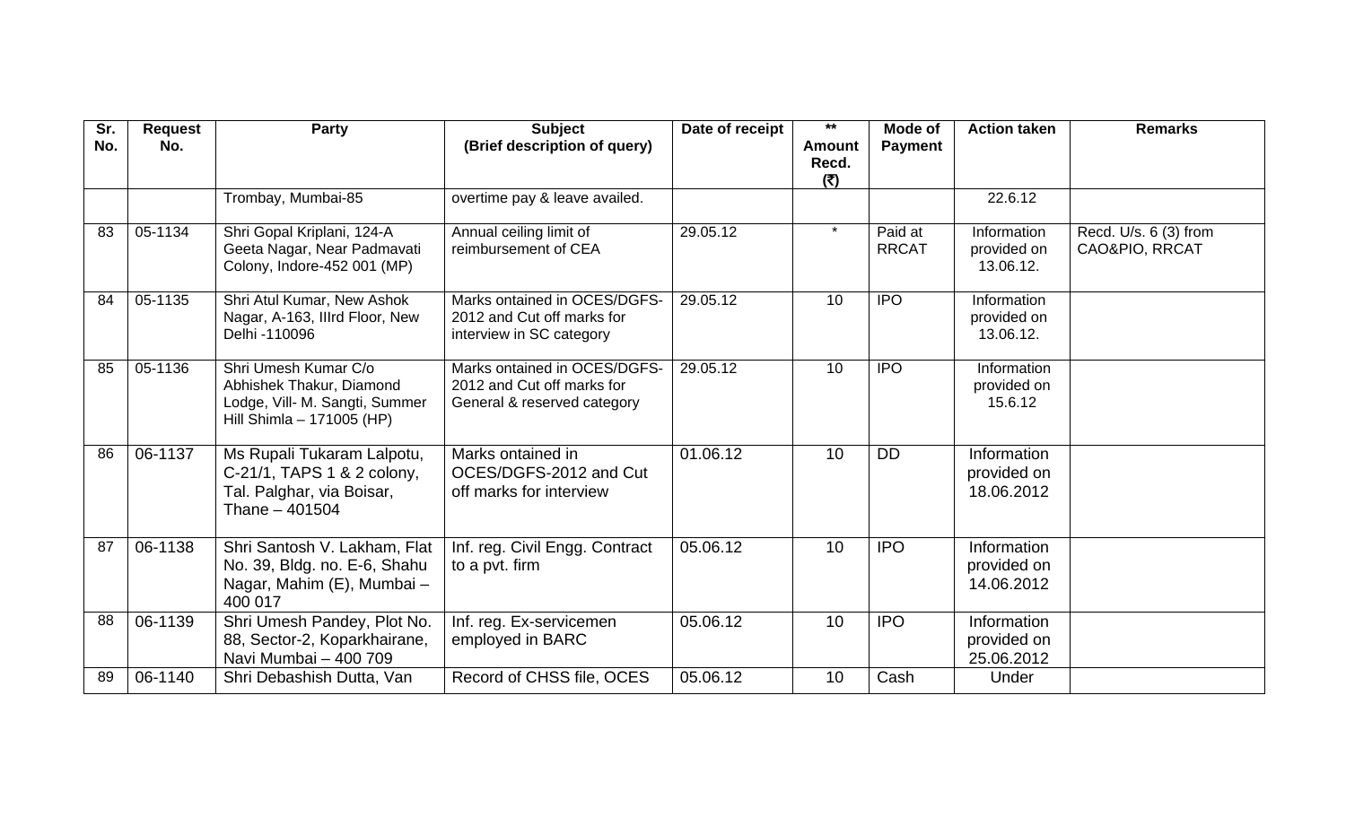| Sr. No. | Request No. | Party | Subject (Brief description of query) | Date of receipt | ** Amount Recd. (₹) | Mode of Payment | Action taken | Remarks |
|---|---|---|---|---|---|---|---|---|
| | | Trombay, Mumbai-85 | overtime pay & leave availed. | | | | 22.6.12 | |
| 83 | 05-1134 | Shri Gopal Kriplani, 124-A Geeta Nagar, Near Padmavati Colony, Indore-452 001 (MP) | Annual ceiling limit of reimbursement of CEA | 29.05.12 | * | Paid at RRCAT | Information provided on 13.06.12. | Recd. U/s. 6 (3) from CAO&PIO, RRCAT |
| 84 | 05-1135 | Shri Atul Kumar, New Ashok Nagar, A-163, IIIrd Floor, New Delhi -110096 | Marks ontained in OCES/DGFS-2012 and Cut off marks for interview in SC category | 29.05.12 | 10 | IPO | Information provided on 13.06.12. | |
| 85 | 05-1136 | Shri Umesh Kumar C/o Abhishek Thakur, Diamond Lodge, Vill- M. Sangti, Summer Hill Shimla – 171005 (HP) | Marks ontained in OCES/DGFS-2012 and Cut off marks for General & reserved category | 29.05.12 | 10 | IPO | Information provided on 15.6.12 | |
| 86 | 06-1137 | Ms Rupali Tukaram Lalpotu, C-21/1, TAPS 1 & 2 colony, Tal. Palghar, via Boisar, Thane – 401504 | Marks ontained in OCES/DGFS-2012 and Cut off marks for interview | 01.06.12 | 10 | DD | Information provided on 18.06.2012 | |
| 87 | 06-1138 | Shri Santosh V. Lakham, Flat No. 39, Bldg. no. E-6, Shahu Nagar, Mahim (E), Mumbai – 400 017 | Inf. reg. Civil Engg. Contract to a pvt. firm | 05.06.12 | 10 | IPO | Information provided on 14.06.2012 | |
| 88 | 06-1139 | Shri Umesh Pandey, Plot No. 88, Sector-2, Koparkhairane, Navi Mumbai – 400 709 | Inf. reg. Ex-servicemen employed in BARC | 05.06.12 | 10 | IPO | Information provided on 25.06.2012 | |
| 89 | 06-1140 | Shri Debashish Dutta, Van | Record of CHSS file, OCES | 05.06.12 | 10 | Cash | Under | |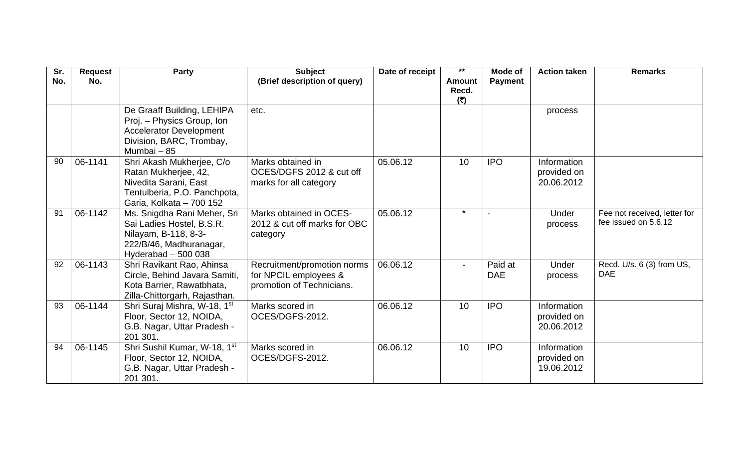| Sr. No. | Request No. | Party | Subject (Brief description of query) | Date of receipt | ** Amount Recd. (₹) | Mode of Payment | Action taken | Remarks |
|---|---|---|---|---|---|---|---|---|
| | | De Graaff Building, LEHIPA Proj. – Physics Group, Ion Accelerator Development Division, BARC, Trombay, Mumbai – 85 | etc. | | | | process | |
| 90 | 06-1141 | Shri Akash Mukherjee, C/o Ratan Mukherjee, 42, Nivedita Sarani, East Tentulberia, P.O. Panchpota, Garia, Kolkata – 700 152 | Marks obtained in OCES/DGFS 2012 & cut off marks for all category | 05.06.12 | 10 | IPO | Information provided on 20.06.2012 | |
| 91 | 06-1142 | Ms. Snigdha Rani Meher, Sri Sai Ladies Hostel, B.S.R. Nilayam, B-118, 8-3-222/B/46, Madhuranagar, Hyderabad – 500 038 | Marks obtained in OCES-2012 & cut off marks for OBC category | 05.06.12 | * | - | Under process | Fee not received, letter for fee issued on 5.6.12 |
| 92 | 06-1143 | Shri Ravikant Rao, Ahinsa Circle, Behind Javara Samiti, Kota Barrier, Rawatbhata, Zilla-Chittorgarh, Rajasthan. | Recruitment/promotion norms for NPCIL employees & promotion of Technicians. | 06.06.12 | - | Paid at DAE | Under process | Recd. U/s. 6 (3) from US, DAE |
| 93 | 06-1144 | Shri Suraj Mishra, W-18, 1st Floor, Sector 12, NOIDA, G.B. Nagar, Uttar Pradesh - 201 301. | Marks scored in OCES/DGFS-2012. | 06.06.12 | 10 | IPO | Information provided on 20.06.2012 | |
| 94 | 06-1145 | Shri Sushil Kumar, W-18, 1st Floor, Sector 12, NOIDA, G.B. Nagar, Uttar Pradesh - 201 301. | Marks scored in OCES/DGFS-2012. | 06.06.12 | 10 | IPO | Information provided on 19.06.2012 | |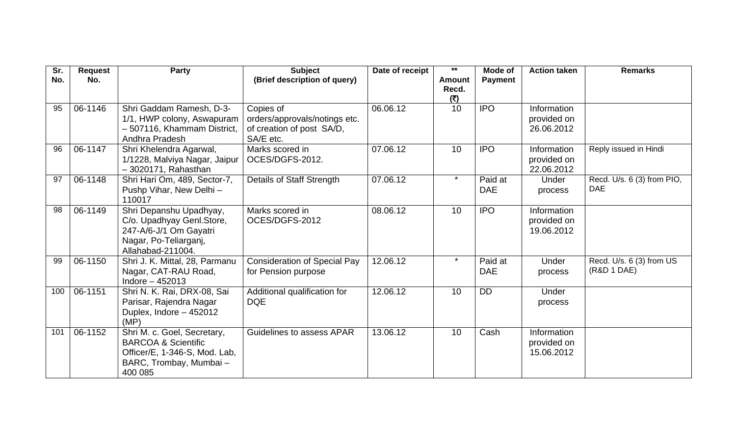| Sr. No. | Request No. | Party | Subject (Brief description of query) | Date of receipt | ** Amount Recd. (₹) | Mode of Payment | Action taken | Remarks |
|---|---|---|---|---|---|---|---|---|
| 95 | 06-1146 | Shri Gaddam Ramesh, D-3-1/1, HWP colony, Aswapuram – 507116, Khammam District, Andhra Pradesh | Copies of orders/approvals/notings etc. of creation of post SA/D, SA/E etc. | 06.06.12 | 10 | IPO | Information provided on 26.06.2012 | |
| 96 | 06-1147 | Shri Khelendra Agarwal, 1/1228, Malviya Nagar, Jaipur – 3020171, Rahasthan | Marks scored in OCES/DGFS-2012. | 07.06.12 | 10 | IPO | Information provided on 22.06.2012 | Reply issued in Hindi |
| 97 | 06-1148 | Shri Hari Om, 489, Sector-7, Pushp Vihar, New Delhi – 110017 | Details of Staff Strength | 07.06.12 | * | Paid at DAE | Under process | Recd. U/s. 6 (3) from PIO, DAE |
| 98 | 06-1149 | Shri Depanshu Upadhyay, C/o. Upadhyay Genl.Store, 247-A/6-J/1 Om Gayatri Nagar, Po-Teliarganj, Allahabad-211004. | Marks scored in OCES/DGFS-2012 | 08.06.12 | 10 | IPO | Information provided on 19.06.2012 | |
| 99 | 06-1150 | Shri J. K. Mittal, 28, Parmanu Nagar, CAT-RAU Road, Indore – 452013 | Consideration of Special Pay for Pension purpose | 12.06.12 | * | Paid at DAE | Under process | Recd. U/s. 6 (3) from US (R&D 1 DAE) |
| 100 | 06-1151 | Shri N. K. Rai, DRX-08, Sai Parisar, Rajendra Nagar Duplex, Indore – 452012 (MP) | Additional qualification for DQE | 12.06.12 | 10 | DD | Under process | |
| 101 | 06-1152 | Shri M. c. Goel, Secretary, BARCOA & Scientific Officer/E, 1-346-S, Mod. Lab, BARC, Trombay, Mumbai – 400 085 | Guidelines to assess APAR | 13.06.12 | 10 | Cash | Information provided on 15.06.2012 | |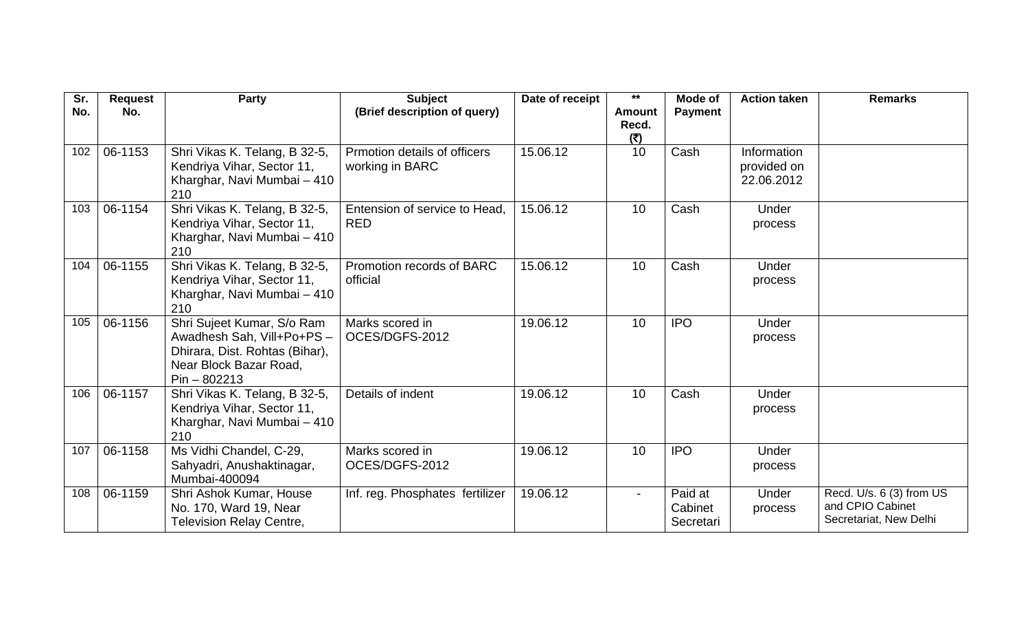| Sr. No. | Request No. | Party | Subject (Brief description of query) | Date of receipt | ** Amount Recd. (₹) | Mode of Payment | Action taken | Remarks |
|---|---|---|---|---|---|---|---|---|
| 102 | 06-1153 | Shri Vikas K. Telang, B 32-5, Kendriya Vihar, Sector 11, Kharghar, Navi Mumbai – 410 210 | Prmotion details of officers working in BARC | 15.06.12 | 10 | Cash | Information provided on 22.06.2012 | |
| 103 | 06-1154 | Shri Vikas K. Telang, B 32-5, Kendriya Vihar, Sector 11, Kharghar, Navi Mumbai – 410 210 | Entension of service to Head, RED | 15.06.12 | 10 | Cash | Under process | |
| 104 | 06-1155 | Shri Vikas K. Telang, B 32-5, Kendriya Vihar, Sector 11, Kharghar, Navi Mumbai – 410 210 | Promotion records of BARC official | 15.06.12 | 10 | Cash | Under process | |
| 105 | 06-1156 | Shri Sujeet Kumar, S/o Ram Awadhesh Sah, Vill+Po+PS – Dhirara, Dist. Rohtas (Bihar), Near Block Bazar Road, Pin – 802213 | Marks scored in OCES/DGFS-2012 | 19.06.12 | 10 | IPO | Under process | |
| 106 | 06-1157 | Shri Vikas K. Telang, B 32-5, Kendriya Vihar, Sector 11, Kharghar, Navi Mumbai – 410 210 | Details of indent | 19.06.12 | 10 | Cash | Under process | |
| 107 | 06-1158 | Ms Vidhi Chandel, C-29, Sahyadri, Anushaktinagar, Mumbai-400094 | Marks scored in OCES/DGFS-2012 | 19.06.12 | 10 | IPO | Under process | |
| 108 | 06-1159 | Shri Ashok Kumar, House No. 170, Ward 19, Near Television Relay Centre, | Inf. reg. Phosphates fertilizer | 19.06.12 | - | Paid at Cabinet Secretari | Under process | Recd. U/s. 6 (3) from US and CPIO Cabinet Secretariat, New Delhi |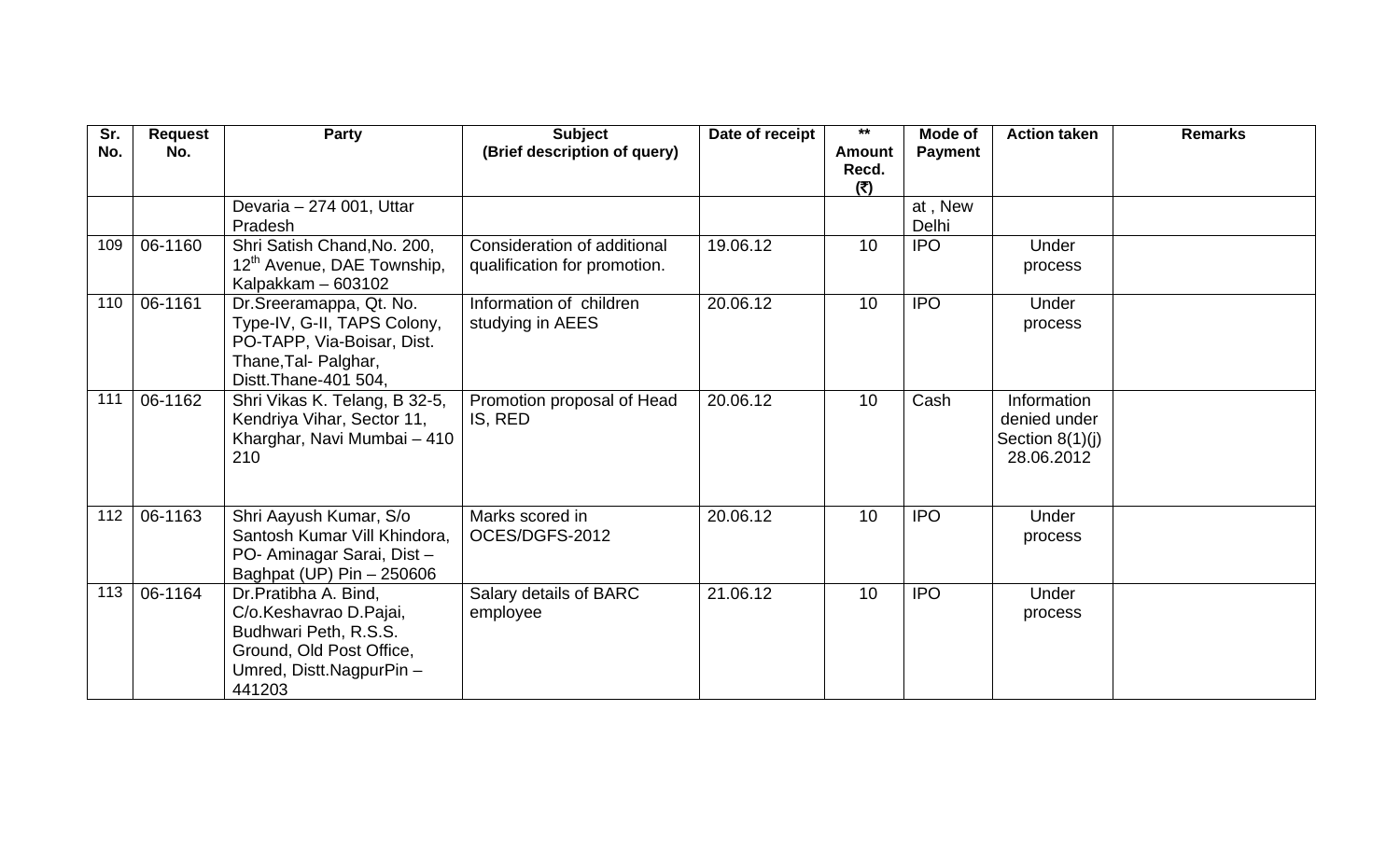| Sr. No. | Request No. | Party | Subject (Brief description of query) | Date of receipt | ** Amount Recd. (₹) | Mode of Payment | Action taken | Remarks |
|---|---|---|---|---|---|---|---|---|
| | | Devaria – 274 001, Uttar Pradesh | | | | at , New Delhi | | |
| 109 | 06-1160 | Shri Satish Chand,No. 200, 12th Avenue, DAE Township, Kalpakkam – 603102 | Consideration of additional qualification for promotion. | 19.06.12 | 10 | IPO | Under process | |
| 110 | 06-1161 | Dr.Sreeramappa, Qt. No. Type-IV, G-II, TAPS Colony, PO-TAPP, Via-Boisar, Dist. Thane,Tal- Palghar, Distt.Thane-401 504, | Information of children studying in AEES | 20.06.12 | 10 | IPO | Under process | |
| 111 | 06-1162 | Shri Vikas K. Telang, B 32-5, Kendriya Vihar, Sector 11, Kharghar, Navi Mumbai – 410 210 | Promotion proposal of Head IS, RED | 20.06.12 | 10 | Cash | Information denied under Section 8(1)(j) 28.06.2012 | |
| 112 | 06-1163 | Shri Aayush Kumar, S/o Santosh Kumar Vill Khindora, PO- Aminagar Sarai, Dist – Baghpat (UP) Pin – 250606 | Marks scored in OCES/DGFS-2012 | 20.06.12 | 10 | IPO | Under process | |
| 113 | 06-1164 | Dr.Pratibha A. Bind, C/o.Keshavrao D.Pajai, Budhwari Peth, R.S.S. Ground, Old Post Office, Umred, Distt.NagpurPin – 441203 | Salary details of BARC employee | 21.06.12 | 10 | IPO | Under process | |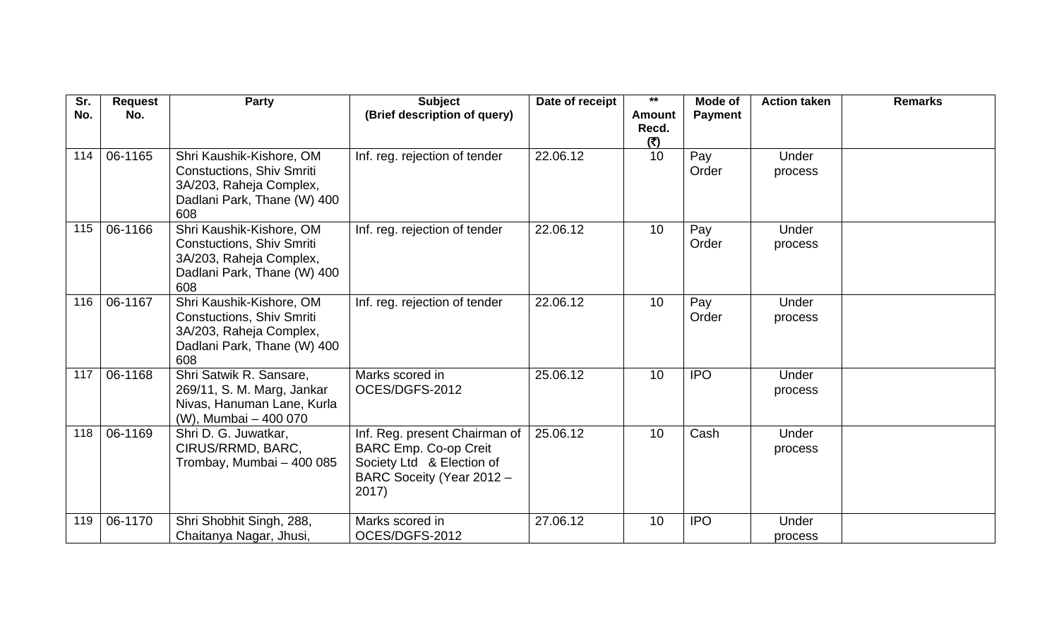| Sr. No. | Request No. | Party | Subject (Brief description of query) | Date of receipt | ** Amount Recd. (₹) | Mode of Payment | Action taken | Remarks |
|---|---|---|---|---|---|---|---|---|
| 114 | 06-1165 | Shri Kaushik-Kishore, OM Constuctions, Shiv Smriti 3A/203, Raheja Complex, Dadlani Park, Thane (W) 400 608 | Inf. reg. rejection of tender | 22.06.12 | 10 | Pay Order | Under process | |
| 115 | 06-1166 | Shri Kaushik-Kishore, OM Constuctions, Shiv Smriti 3A/203, Raheja Complex, Dadlani Park, Thane (W) 400 608 | Inf. reg. rejection of tender | 22.06.12 | 10 | Pay Order | Under process | |
| 116 | 06-1167 | Shri Kaushik-Kishore, OM Constuctions, Shiv Smriti 3A/203, Raheja Complex, Dadlani Park, Thane (W) 400 608 | Inf. reg. rejection of tender | 22.06.12 | 10 | Pay Order | Under process | |
| 117 | 06-1168 | Shri Satwik R. Sansare, 269/11, S. M. Marg, Jankar Nivas, Hanuman Lane, Kurla (W), Mumbai – 400 070 | Marks scored in OCES/DGFS-2012 | 25.06.12 | 10 | IPO | Under process | |
| 118 | 06-1169 | Shri D. G. Juwatkar, CIRUS/RRMD, BARC, Trombay, Mumbai – 400 085 | Inf. Reg. present Chairman of BARC Emp. Co-op Creit Society Ltd & Election of BARC Soceity (Year 2012 – 2017) | 25.06.12 | 10 | Cash | Under process | |
| 119 | 06-1170 | Shri Shobhit Singh, 288, Chaitanya Nagar, Jhusi, | Marks scored in OCES/DGFS-2012 | 27.06.12 | 10 | IPO | Under process | |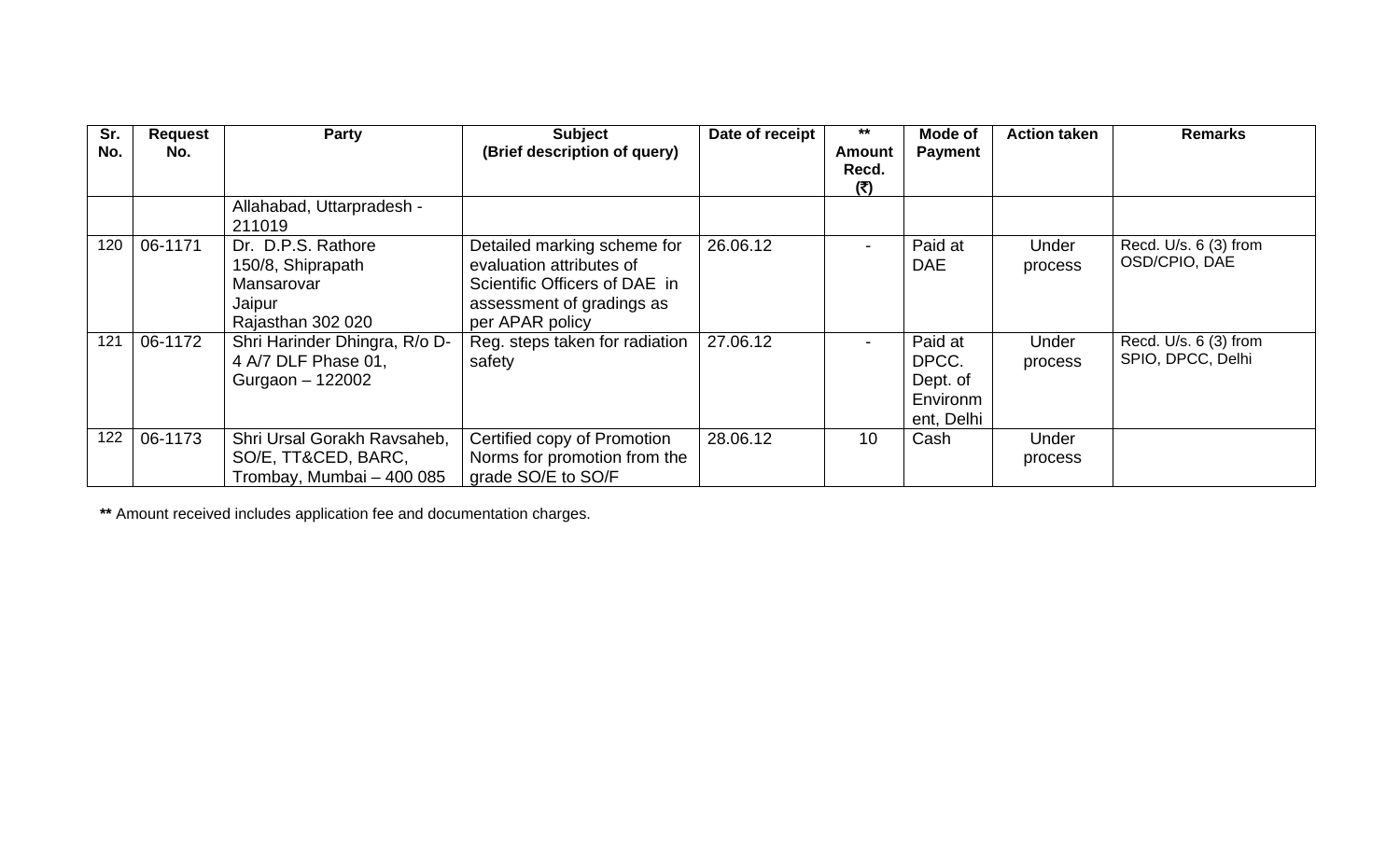| Sr. No. | Request No. | Party | Subject (Brief description of query) | Date of receipt | ** Amount Recd. (₹) | Mode of Payment | Action taken | Remarks |
|---|---|---|---|---|---|---|---|---|
| | | Allahabad, Uttarpradesh - 211019 | | | | | | |
| 120 | 06-1171 | Dr. D.P.S. Rathore 150/8, Shiprapath Mansarovar Jaipur Rajasthan 302 020 | Detailed marking scheme for evaluation attributes of Scientific Officers of DAE in assessment of gradings as per APAR policy | 26.06.12 | - | Paid at DAE | Under process | Recd. U/s. 6 (3) from OSD/CPIO, DAE |
| 121 | 06-1172 | Shri Harinder Dhingra, R/o D-4 A/7 DLF Phase 01, Gurgaon – 122002 | Reg. steps taken for radiation safety | 27.06.12 | - | Paid at DPCC. Dept. of Environment, Delhi | Under process | Recd. U/s. 6 (3) from SPIO, DPCC, Delhi |
| 122 | 06-1173 | Shri Ursal Gorakh Ravsaheb, SO/E, TT&CED, BARC, Trombay, Mumbai – 400 085 | Certified copy of Promotion Norms for promotion from the grade SO/E to SO/F | 28.06.12 | 10 | Cash | Under process | |

**\*\*** Amount received includes application fee and documentation charges.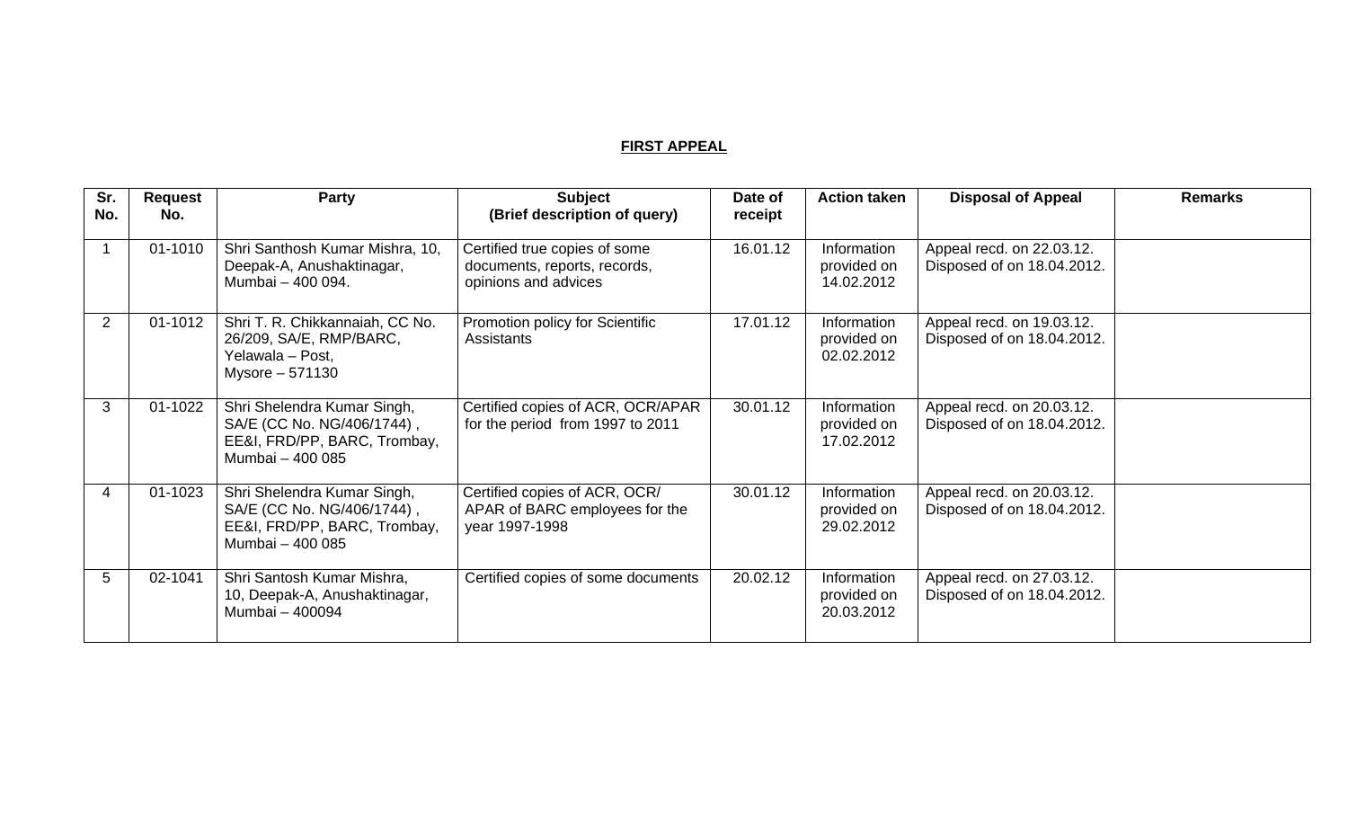## FIRST APPEAL

| Sr. No. | Request No. | Party | Subject (Brief description of query) | Date of receipt | Action taken | Disposal of Appeal | Remarks |
|---|---|---|---|---|---|---|---|
| 1 | 01-1010 | Shri Santhosh Kumar Mishra, 10, Deepak-A, Anushaktinagar, Mumbai – 400 094. | Certified true copies of some documents, reports, records, opinions and advices | 16.01.12 | Information provided on 14.02.2012 | Appeal recd. on 22.03.12. Disposed of on 18.04.2012. | |
| 2 | 01-1012 | Shri T. R. Chikkannaiah, CC No. 26/209, SA/E, RMP/BARC, Yelawala – Post, Mysore – 571130 | Promotion policy for Scientific Assistants | 17.01.12 | Information provided on 02.02.2012 | Appeal recd. on 19.03.12. Disposed of on 18.04.2012. | |
| 3 | 01-1022 | Shri Shelendra Kumar Singh, SA/E (CC No. NG/406/1744) , EE&I, FRD/PP, BARC, Trombay, Mumbai – 400 085 | Certified copies of ACR, OCR/APAR for the period from 1997 to 2011 | 30.01.12 | Information provided on 17.02.2012 | Appeal recd. on 20.03.12. Disposed of on 18.04.2012. | |
| 4 | 01-1023 | Shri Shelendra Kumar Singh, SA/E (CC No. NG/406/1744) , EE&I, FRD/PP, BARC, Trombay, Mumbai – 400 085 | Certified copies of ACR, OCR/ APAR of BARC employees for the year 1997-1998 | 30.01.12 | Information provided on 29.02.2012 | Appeal recd. on 20.03.12. Disposed of on 18.04.2012. | |
| 5 | 02-1041 | Shri Santosh Kumar Mishra, 10, Deepak-A, Anushaktinagar, Mumbai – 400094 | Certified copies of some documents | 20.02.12 | Information provided on 20.03.2012 | Appeal recd. on 27.03.12. Disposed of on 18.04.2012. | |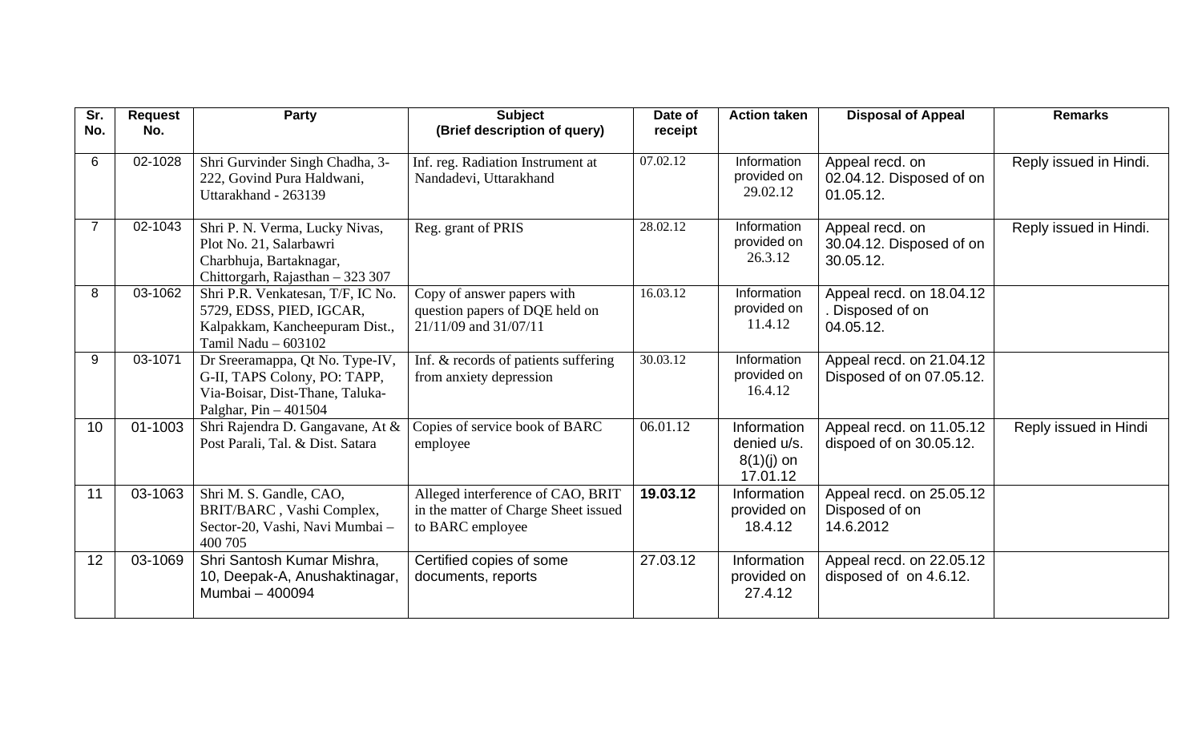| Sr. No. | Request No. | Party | Subject (Brief description of query) | Date of receipt | Action taken | Disposal of Appeal | Remarks |
|---|---|---|---|---|---|---|---|
| 6 | 02-1028 | Shri Gurvinder Singh Chadha, 3-222, Govind Pura Haldwani, Uttarakhand - 263139 | Inf. reg. Radiation Instrument at Nandadevi, Uttarakhand | 07.02.12 | Information provided on 29.02.12 | Appeal recd. on 02.04.12. Disposed of on 01.05.12. | Reply issued in Hindi. |
| 7 | 02-1043 | Shri P. N. Verma, Lucky Nivas, Plot No. 21, Salarbawri Charbhuja, Bartaknagar, Chittorgarh, Rajasthan – 323 307 | Reg. grant of PRIS | 28.02.12 | Information provided on 26.3.12 | Appeal recd. on 30.04.12. Disposed of on 30.05.12. | Reply issued in Hindi. |
| 8 | 03-1062 | Shri P.R. Venkatesan, T/F, IC No. 5729, EDSS, PIED, IGCAR, Kalpakkam, Kancheepuram Dist., Tamil Nadu – 603102 | Copy of answer papers with question papers of DQE held on 21/11/09 and 31/07/11 | 16.03.12 | Information provided on 11.4.12 | Appeal recd. on 18.04.12 . Disposed of on 04.05.12. | |
| 9 | 03-1071 | Dr Sreeramappa, Qt No. Type-IV, G-II, TAPS Colony, PO: TAPP, Via-Boisar, Dist-Thane, Taluka-Palghar, Pin – 401504 | Inf. & records of patients suffering from anxiety depression | 30.03.12 | Information provided on 16.4.12 | Appeal recd. on 21.04.12 Disposed of on 07.05.12. | |
| 10 | 01-1003 | Shri Rajendra D. Gangavane, At & Post Parali, Tal. & Dist. Satara | Copies of service book of BARC employee | 06.01.12 | Information denied u/s. 8(1)(j) on 17.01.12 | Appeal recd. on 11.05.12 dispoed of on 30.05.12. | Reply issued in Hindi |
| 11 | 03-1063 | Shri M. S. Gandle, CAO, BRIT/BARC , Vashi Complex, Sector-20, Vashi, Navi Mumbai – 400 705 | Alleged interference of CAO, BRIT in the matter of Charge Sheet issued to BARC employee | **19.03.12** | Information provided on 18.4.12 | Appeal recd. on 25.05.12 Disposed of on 14.6.2012 | |
| 12 | 03-1069 | Shri Santosh Kumar Mishra, 10, Deepak-A, Anushaktinagar, Mumbai – 400094 | Certified copies of some documents, reports | 27.03.12 | Information provided on 27.4.12 | Appeal recd. on 22.05.12 disposed of on 4.6.12. | |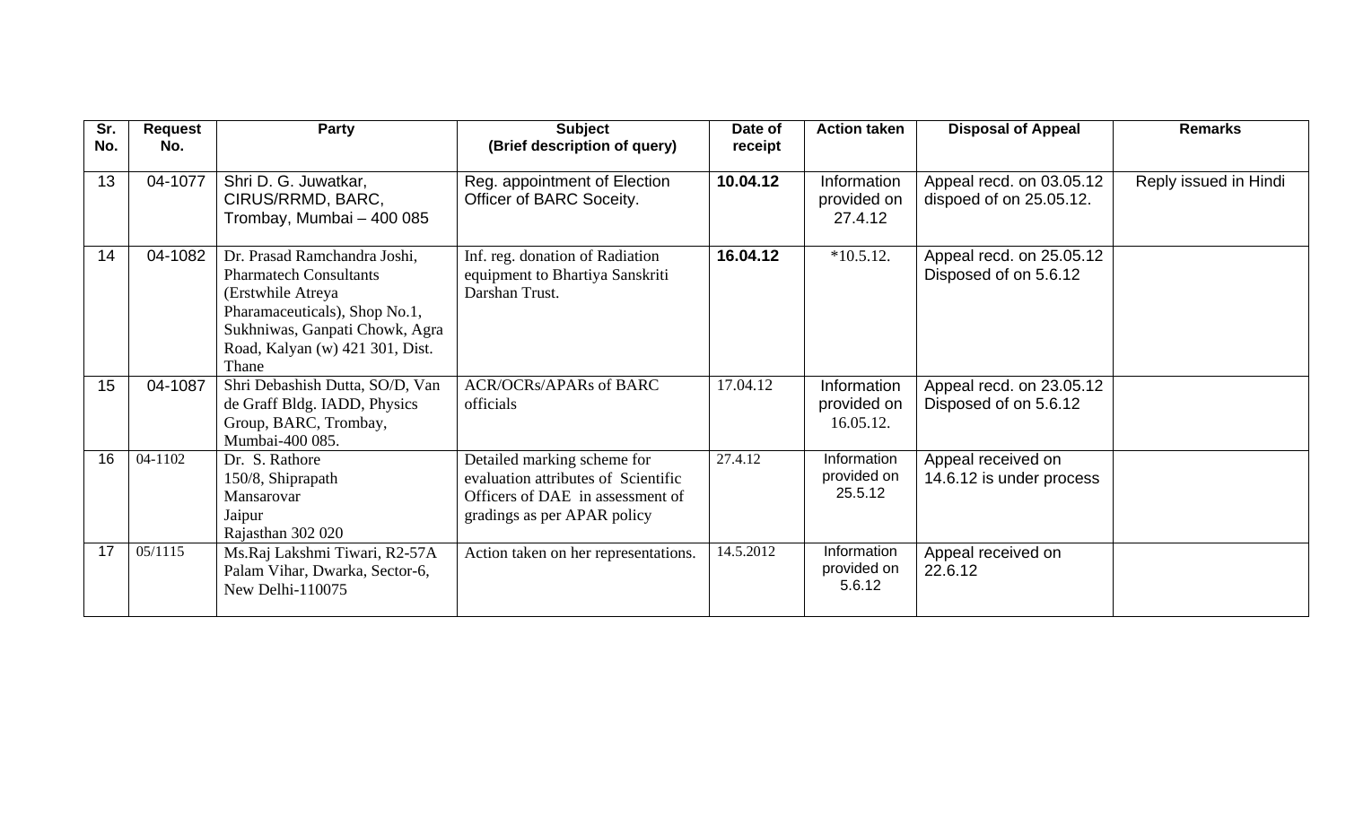| Sr. No. | Request No. | Party | Subject (Brief description of query) | Date of receipt | Action taken | Disposal of Appeal | Remarks |
| --- | --- | --- | --- | --- | --- | --- | --- |
| 13 | 04-1077 | Shri D. G. Juwatkar, CIRUS/RRMD, BARC, Trombay, Mumbai – 400 085 | Reg. appointment of Election Officer of BARC Soceity. | **10.04.12** | Information provided on 27.4.12 | Appeal recd. on 03.05.12 dispoed of on 25.05.12. | Reply issued in Hindi |
| 14 | 04-1082 | Dr. Prasad Ramchandra Joshi, Pharmatech Consultants (Erstwhile Atreya Pharamaceuticals), Shop No.1, Sukhniwas, Ganpati Chowk, Agra Road, Kalyan (w) 421 301, Dist. Thane | Inf. reg. donation of Radiation equipment to Bhartiya Sanskriti Darshan Trust. | **16.04.12** | *10.5.12. | Appeal recd. on 25.05.12 Disposed of on 5.6.12 | |
| 15 | 04-1087 | Shri Debashish Dutta, SO/D, Van de Graff Bldg. IADD, Physics Group, BARC, Trombay, Mumbai-400 085. | ACR/OCRs/APARs of BARC officials | 17.04.12 | Information provided on 16.05.12. | Appeal recd. on 23.05.12 Disposed of on 5.6.12 | |
| 16 | 04-1102 | Dr. S. Rathore 150/8, Shiprapath Mansarovar Jaipur Rajasthan 302 020 | Detailed marking scheme for evaluation attributes of Scientific Officers of DAE in assessment of gradings as per APAR policy | 27.4.12 | Information provided on 25.5.12 | Appeal received on 14.6.12 is under process | |
| 17 | 05/1115 | Ms.Raj Lakshmi Tiwari, R2-57A Palam Vihar, Dwarka, Sector-6, New Delhi-110075 | Action taken on her representations. | 14.5.2012 | Information provided on 5.6.12 | Appeal received on 22.6.12 | |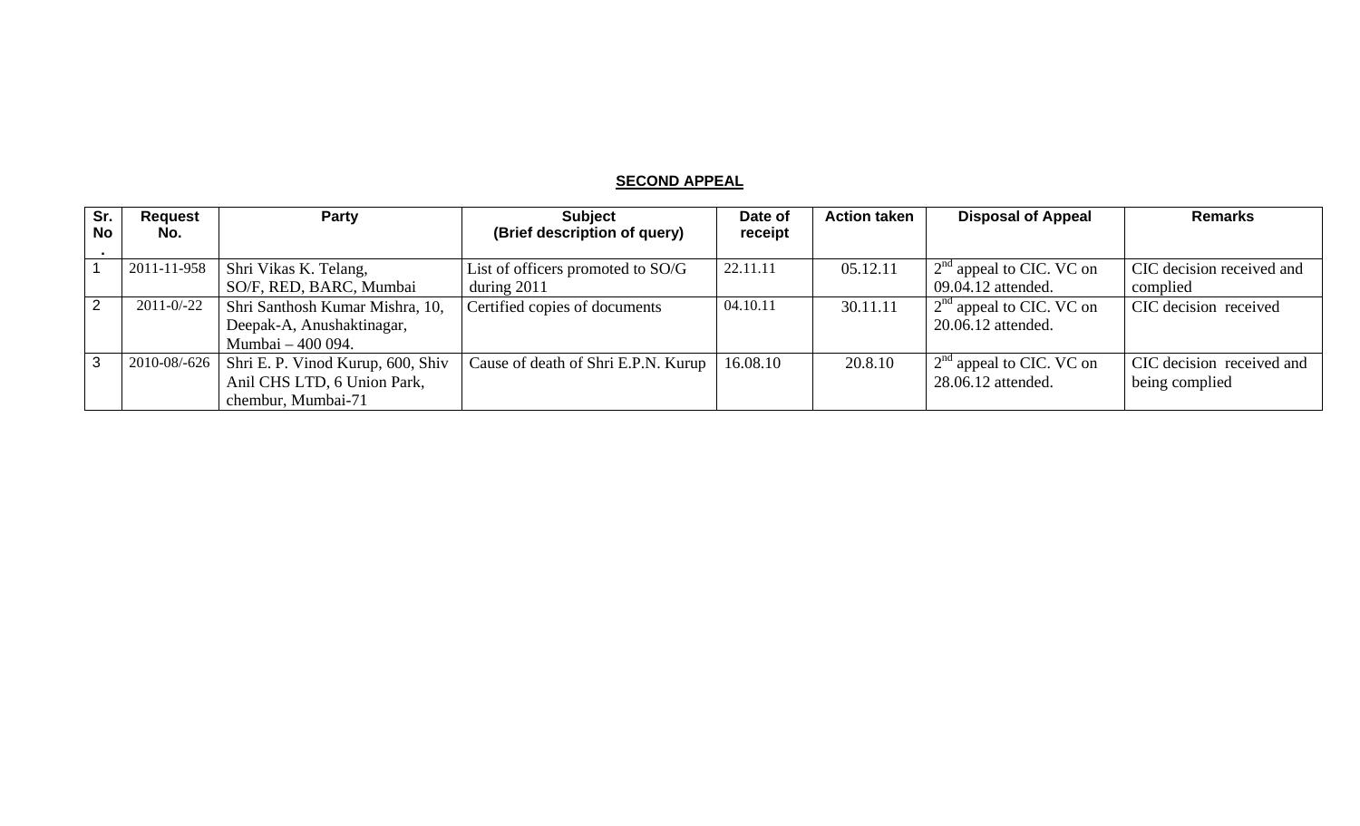**SECOND APPEAL**

| Sr. No. | Request No. | Party | Subject (Brief description of query) | Date of receipt | Action taken | Disposal of Appeal | Remarks |
|---|---|---|---|---|---|---|---|
| 1 | 2011-11-958 | Shri Vikas K. Telang, SO/F, RED, BARC, Mumbai | List of officers promoted to SO/G during 2011 | 22.11.11 | 05.12.11 | 2nd appeal to CIC. VC on 09.04.12 attended. | CIC decision received and complied |
| 2 | 2011-0/-22 | Shri Santhosh Kumar Mishra, 10, Deepak-A, Anushaktinagar, Mumbai – 400 094. | Certified copies of documents | 04.10.11 | 30.11.11 | 2nd appeal to CIC. VC on 20.06.12 attended. | CIC decision received |
| 3 | 2010-08/-626 | Shri E. P. Vinod Kurup, 600, Shiv Anil CHS LTD, 6 Union Park, chembur, Mumbai-71 | Cause of death of Shri E.P.N. Kurup | 16.08.10 | 20.8.10 | 2nd appeal to CIC. VC on 28.06.12 attended. | CIC decision received and being complied |